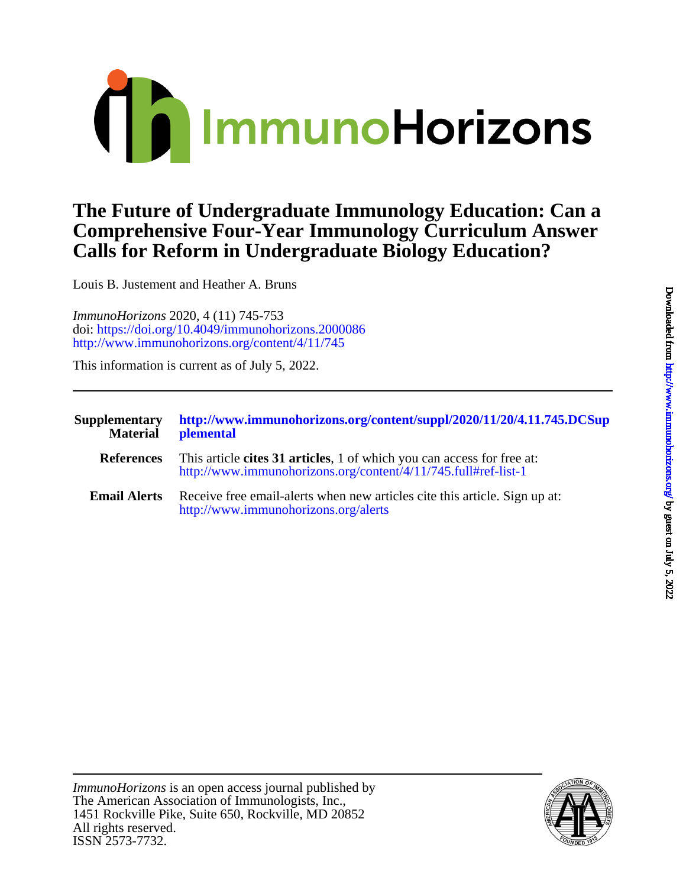ImmunoHorizons

# The Future of Undergraduate Immunology Education: Can a Comprehensive Four-Year Immunology Curriculum Answer Calls for Reform in Undergraduate Biology Education?

Louis B. Justement and Heather A. Bruns

*ImmunoHorizons* 2020, 4 (11) 745-753
doi: https://doi.org/10.4049/immunohorizons.2000086
http://www.immunohorizons.org/content/4/11/745

This information is current as of July 5, 2022.

---

| | |
|---|---|
| **Supplementary Material** | **http://www.immunohorizons.org/content/suppl/2020/11/20/4.11.745.DCSupplemental** |
| **References** | This article **cites 31 articles**, 1 of which you can access for free at: http://www.immunohorizons.org/content/4/11/745.full#ref-list-1 |
| **Email Alerts** | Receive free email-alerts when new articles cite this article. Sign up at: http://www.immunohorizons.org/alerts |

---

*ImmunoHorizons* is an open access journal published by
The American Association of Immunologists, Inc.,
1451 Rockville Pike, Suite 650, Rockville, MD 20852
All rights reserved.
ISSN 2573-7732.

Downloaded from http://www.immunohorizons.org/ by guest on July 5, 2022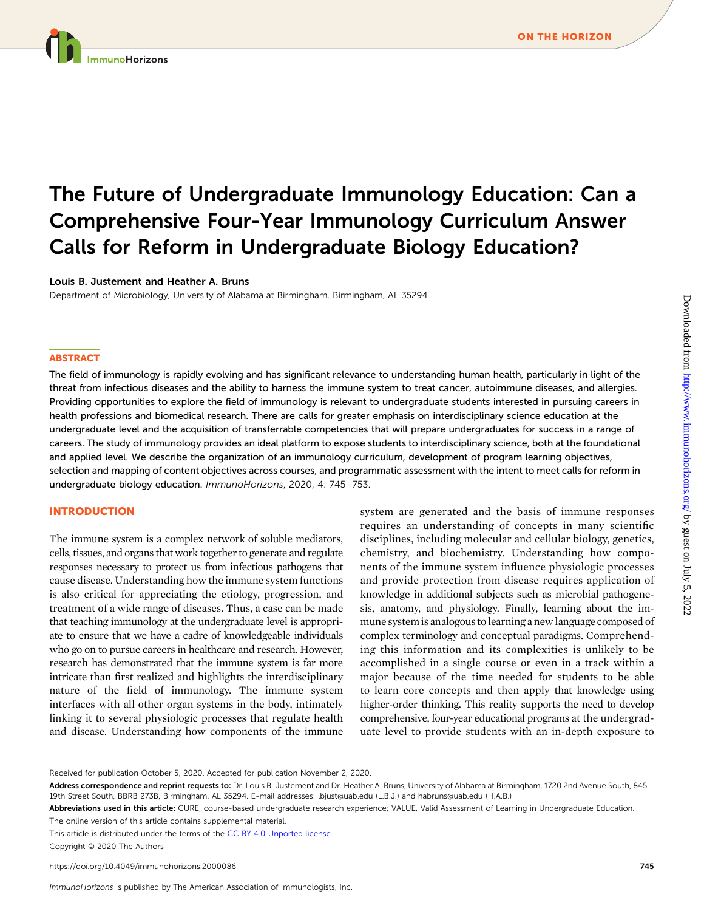# The Future of Undergraduate Immunology Education: Can a Comprehensive Four-Year Immunology Curriculum Answer Calls for Reform in Undergraduate Biology Education?

**Louis B. Justement and Heather A. Bruns**

Department of Microbiology, University of Alabama at Birmingham, Birmingham, AL 35294

## ABSTRACT

The field of immunology is rapidly evolving and has significant relevance to understanding human health, particularly in light of the threat from infectious diseases and the ability to harness the immune system to treat cancer, autoimmune diseases, and allergies. Providing opportunities to explore the field of immunology is relevant to undergraduate students interested in pursuing careers in health professions and biomedical research. There are calls for greater emphasis on interdisciplinary science education at the undergraduate level and the acquisition of transferrable competencies that will prepare undergraduates for success in a range of careers. The study of immunology provides an ideal platform to expose students to interdisciplinary science, both at the foundational and applied level. We describe the organization of an immunology curriculum, development of program learning objectives, selection and mapping of content objectives across courses, and programmatic assessment with the intent to meet calls for reform in undergraduate biology education. *ImmunoHorizons*, 2020, 4: 745–753.

## INTRODUCTION

The immune system is a complex network of soluble mediators, cells, tissues, and organs that work together to generate and regulate responses necessary to protect us from infectious pathogens that cause disease. Understanding how the immune system functions is also critical for appreciating the etiology, progression, and treatment of a wide range of diseases. Thus, a case can be made that teaching immunology at the undergraduate level is appropriate to ensure that we have a cadre of knowledgeable individuals who go on to pursue careers in healthcare and research. However, research has demonstrated that the immune system is far more intricate than first realized and highlights the interdisciplinary nature of the field of immunology. The immune system interfaces with all other organ systems in the body, intimately linking it to several physiologic processes that regulate health and disease. Understanding how components of the immune system are generated and the basis of immune responses requires an understanding of concepts in many scientific disciplines, including molecular and cellular biology, genetics, chemistry, and biochemistry. Understanding how components of the immune system influence physiologic processes and provide protection from disease requires application of knowledge in additional subjects such as microbial pathogenesis, anatomy, and physiology. Finally, learning about the immune system is analogous to learning a new language composed of complex terminology and conceptual paradigms. Comprehending this information and its complexities is unlikely to be accomplished in a single course or even in a track within a major because of the time needed for students to be able to learn core concepts and then apply that knowledge using higher-order thinking. This reality supports the need to develop comprehensive, four-year educational programs at the undergraduate level to provide students with an in-depth exposure to

---

Received for publication October 5, 2020. Accepted for publication November 2, 2020.

**Address correspondence and reprint requests to:** Dr. Louis B. Justement and Dr. Heather A. Bruns, University of Alabama at Birmingham, 1720 2nd Avenue South, 845 19th Street South, BBRB 273B, Birmingham, AL 35294. E-mail addresses: lbjust@uab.edu (L.B.J.) and habruns@uab.edu (H.A.B.)

**Abbreviations used in this article:** CURE, course-based undergraduate research experience; VALUE, Valid Assessment of Learning in Undergraduate Education.

The online version of this article contains supplemental material.

This article is distributed under the terms of the CC BY 4.0 Unported license.

Copyright © 2020 The Authors

https://doi.org/10.4049/immunohorizons.2000086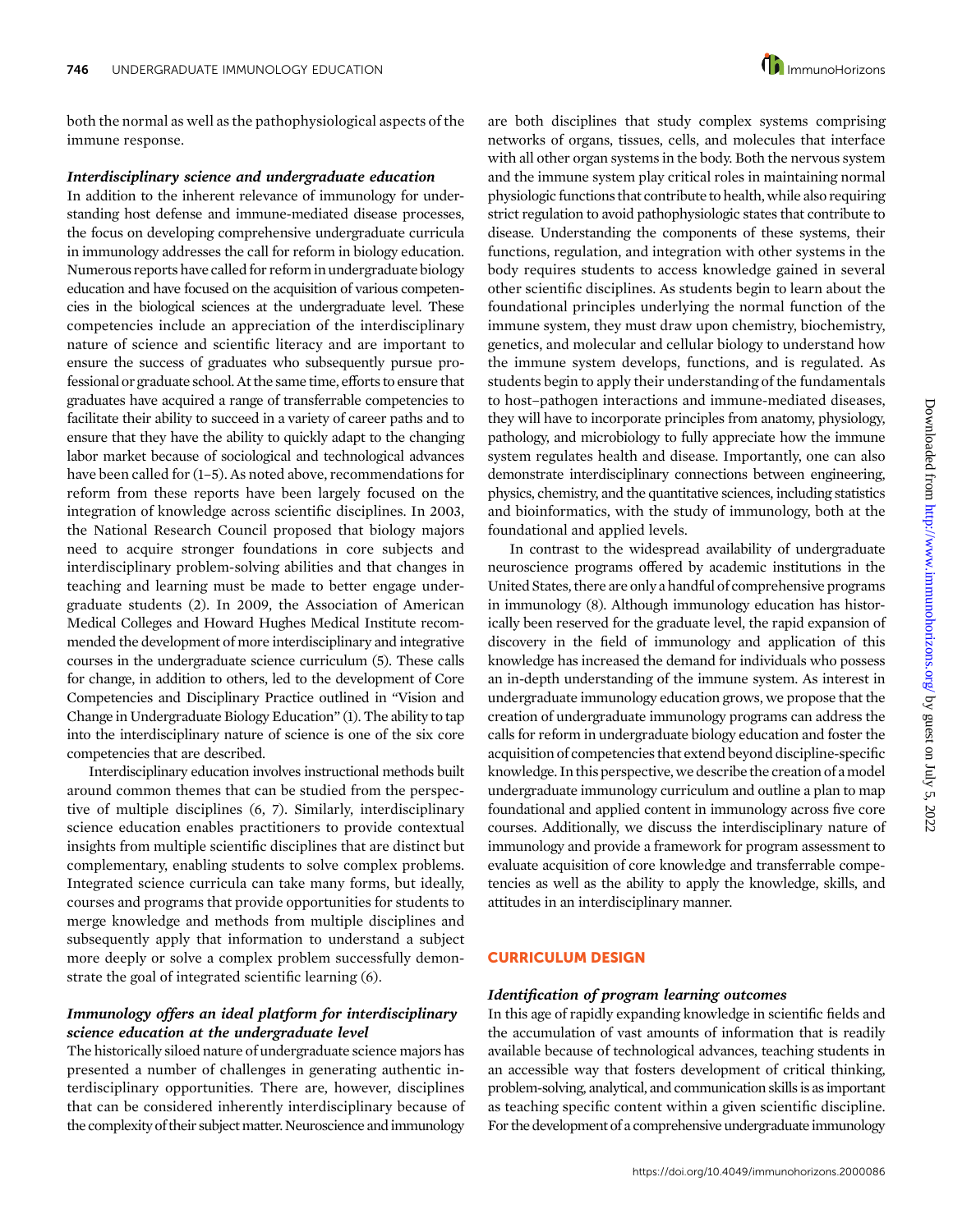both the normal as well as the pathophysiological aspects of the immune response.

### *Interdisciplinary science and undergraduate education*

In addition to the inherent relevance of immunology for understanding host defense and immune-mediated disease processes, the focus on developing comprehensive undergraduate curricula in immunology addresses the call for reform in biology education. Numerous reports have called for reform in undergraduate biology education and have focused on the acquisition of various competencies in the biological sciences at the undergraduate level. These competencies include an appreciation of the interdisciplinary nature of science and scientific literacy and are important to ensure the success of graduates who subsequently pursue professional or graduate school. At the same time, efforts to ensure that graduates have acquired a range of transferrable competencies to facilitate their ability to succeed in a variety of career paths and to ensure that they have the ability to quickly adapt to the changing labor market because of sociological and technological advances have been called for (1–5). As noted above, recommendations for reform from these reports have been largely focused on the integration of knowledge across scientific disciplines. In 2003, the National Research Council proposed that biology majors need to acquire stronger foundations in core subjects and interdisciplinary problem-solving abilities and that changes in teaching and learning must be made to better engage undergraduate students (2). In 2009, the Association of American Medical Colleges and Howard Hughes Medical Institute recommended the development of more interdisciplinary and integrative courses in the undergraduate science curriculum (5). These calls for change, in addition to others, led to the development of Core Competencies and Disciplinary Practice outlined in "Vision and Change in Undergraduate Biology Education" (1). The ability to tap into the interdisciplinary nature of science is one of the six core competencies that are described.

Interdisciplinary education involves instructional methods built around common themes that can be studied from the perspective of multiple disciplines (6, 7). Similarly, interdisciplinary science education enables practitioners to provide contextual insights from multiple scientific disciplines that are distinct but complementary, enabling students to solve complex problems. Integrated science curricula can take many forms, but ideally, courses and programs that provide opportunities for students to merge knowledge and methods from multiple disciplines and subsequently apply that information to understand a subject more deeply or solve a complex problem successfully demonstrate the goal of integrated scientific learning (6).

### *Immunology offers an ideal platform for interdisciplinary science education at the undergraduate level*

The historically siloed nature of undergraduate science majors has presented a number of challenges in generating authentic interdisciplinary opportunities. There are, however, disciplines that can be considered inherently interdisciplinary because of the complexity of their subject matter. Neuroscience and immunology are both disciplines that study complex systems comprising networks of organs, tissues, cells, and molecules that interface with all other organ systems in the body. Both the nervous system and the immune system play critical roles in maintaining normal physiologic functions that contribute to health, while also requiring strict regulation to avoid pathophysiologic states that contribute to disease. Understanding the components of these systems, their functions, regulation, and integration with other systems in the body requires students to access knowledge gained in several other scientific disciplines. As students begin to learn about the foundational principles underlying the normal function of the immune system, they must draw upon chemistry, biochemistry, genetics, and molecular and cellular biology to understand how the immune system develops, functions, and is regulated. As students begin to apply their understanding of the fundamentals to host–pathogen interactions and immune-mediated diseases, they will have to incorporate principles from anatomy, physiology, pathology, and microbiology to fully appreciate how the immune system regulates health and disease. Importantly, one can also demonstrate interdisciplinary connections between engineering, physics, chemistry, and the quantitative sciences, including statistics and bioinformatics, with the study of immunology, both at the foundational and applied levels.

In contrast to the widespread availability of undergraduate neuroscience programs offered by academic institutions in the United States, there are only a handful of comprehensive programs in immunology (8). Although immunology education has historically been reserved for the graduate level, the rapid expansion of discovery in the field of immunology and application of this knowledge has increased the demand for individuals who possess an in-depth understanding of the immune system. As interest in undergraduate immunology education grows, we propose that the creation of undergraduate immunology programs can address the calls for reform in undergraduate biology education and foster the acquisition of competencies that extend beyond discipline-specific knowledge. In this perspective, we describe the creation of a model undergraduate immunology curriculum and outline a plan to map foundational and applied content in immunology across five core courses. Additionally, we discuss the interdisciplinary nature of immunology and provide a framework for program assessment to evaluate acquisition of core knowledge and transferrable competencies as well as the ability to apply the knowledge, skills, and attitudes in an interdisciplinary manner.

## CURRICULUM DESIGN

### *Identification of program learning outcomes*

In this age of rapidly expanding knowledge in scientific fields and the accumulation of vast amounts of information that is readily available because of technological advances, teaching students in an accessible way that fosters development of critical thinking, problem-solving, analytical, and communication skills is as important as teaching specific content within a given scientific discipline. For the development of a comprehensive undergraduate immunology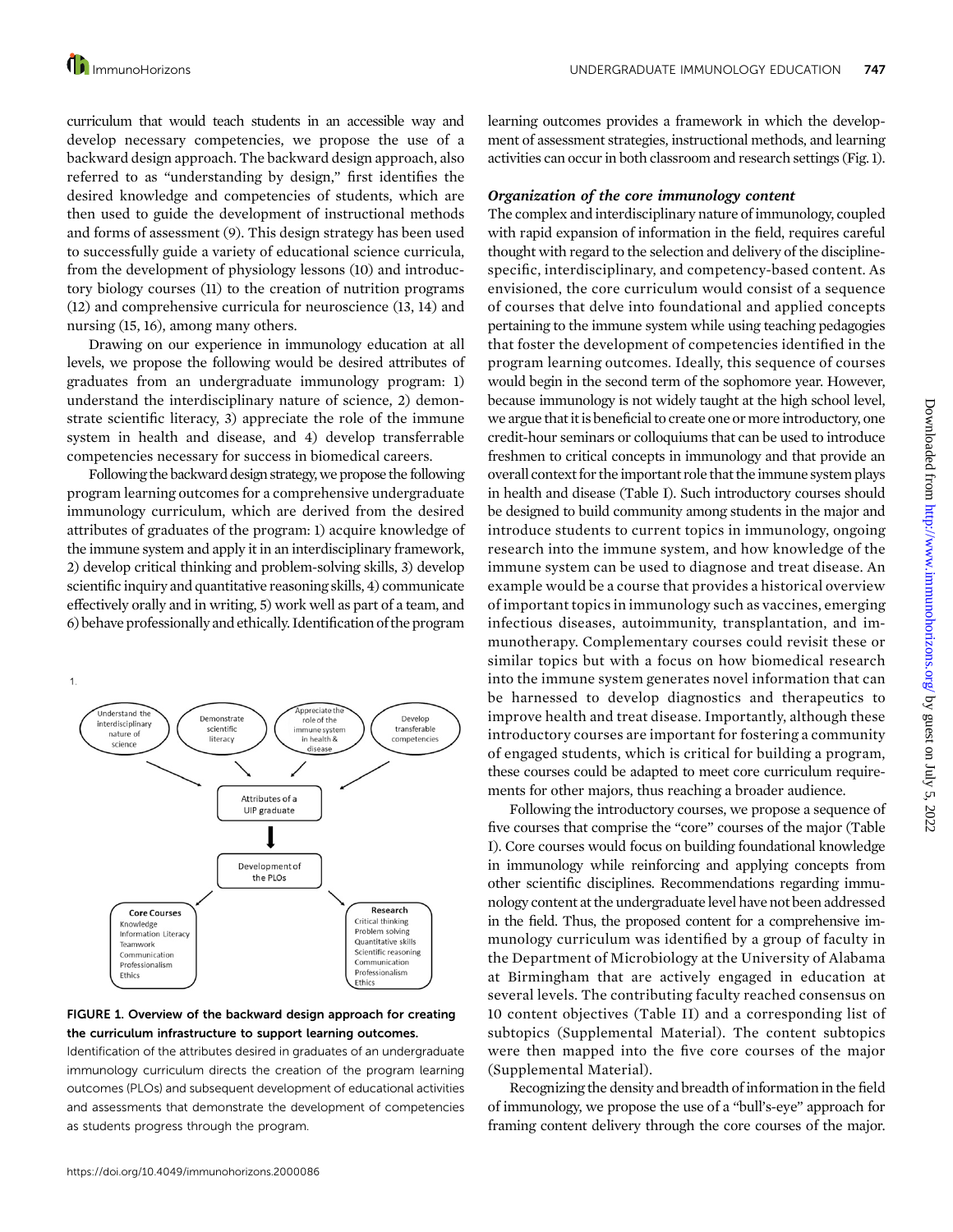curriculum that would teach students in an accessible way and develop necessary competencies, we propose the use of a backward design approach. The backward design approach, also referred to as "understanding by design," first identifies the desired knowledge and competencies of students, which are then used to guide the development of instructional methods and forms of assessment (9). This design strategy has been used to successfully guide a variety of educational science curricula, from the development of physiology lessons (10) and introductory biology courses (11) to the creation of nutrition programs (12) and comprehensive curricula for neuroscience (13, 14) and nursing (15, 16), among many others.

Drawing on our experience in immunology education at all levels, we propose the following would be desired attributes of graduates from an undergraduate immunology program: 1) understand the interdisciplinary nature of science, 2) demonstrate scientific literacy, 3) appreciate the role of the immune system in health and disease, and 4) develop transferrable competencies necessary for success in biomedical careers.

Following the backward design strategy, we propose the following program learning outcomes for a comprehensive undergraduate immunology curriculum, which are derived from the desired attributes of graduates of the program: 1) acquire knowledge of the immune system and apply it in an interdisciplinary framework, 2) develop critical thinking and problem-solving skills, 3) develop scientific inquiry and quantitative reasoning skills, 4) communicate effectively orally and in writing, 5) work well as part of a team, and 6) behave professionally and ethically. Identification of the program learning outcomes provides a framework in which the development of assessment strategies, instructional methods, and learning activities can occur in both classroom and research settings (Fig. 1).

1.

Understand the interdisciplinary nature of science | Demonstrate scientific literacy | Appreciate the role of the immune system in health & disease | Develop transferable competencies

Attributes of a UIP graduate

Development of the PLOs

Core Courses: Knowledge, Information Literacy, Teamwork, Communication, Professionalism, Ethics

Research: Critical thinking, Problem solving, Quantitative skills, Scientific reasoning, Communication, Professionalism, Ethics

**FIGURE 1. Overview of the backward design approach for creating the curriculum infrastructure to support learning outcomes.**

Identification of the attributes desired in graduates of an undergraduate immunology curriculum directs the creation of the program learning outcomes (PLOs) and subsequent development of educational activities and assessments that demonstrate the development of competencies as students progress through the program.

### *Organization of the core immunology content*

The complex and interdisciplinary nature of immunology, coupled with rapid expansion of information in the field, requires careful thought with regard to the selection and delivery of the discipline-specific, interdisciplinary, and competency-based content. As envisioned, the core curriculum would consist of a sequence of courses that delve into foundational and applied concepts pertaining to the immune system while using teaching pedagogies that foster the development of competencies identified in the program learning outcomes. Ideally, this sequence of courses would begin in the second term of the sophomore year. However, because immunology is not widely taught at the high school level, we argue that it is beneficial to create one or more introductory, one credit-hour seminars or colloquiums that can be used to introduce freshmen to critical concepts in immunology and that provide an overall context for the important role that the immune system plays in health and disease (Table I). Such introductory courses should be designed to build community among students in the major and introduce students to current topics in immunology, ongoing research into the immune system, and how knowledge of the immune system can be used to diagnose and treat disease. An example would be a course that provides a historical overview of important topics in immunology such as vaccines, emerging infectious diseases, autoimmunity, transplantation, and immunotherapy. Complementary courses could revisit these or similar topics but with a focus on how biomedical research into the immune system generates novel information that can be harnessed to develop diagnostics and therapeutics to improve health and treat disease. Importantly, although these introductory courses are important for fostering a community of engaged students, which is critical for building a program, these courses could be adapted to meet core curriculum requirements for other majors, thus reaching a broader audience.

Following the introductory courses, we propose a sequence of five courses that comprise the "core" courses of the major (Table I). Core courses would focus on building foundational knowledge in immunology while reinforcing and applying concepts from other scientific disciplines. Recommendations regarding immunology content at the undergraduate level have not been addressed in the field. Thus, the proposed content for a comprehensive immunology curriculum was identified by a group of faculty in the Department of Microbiology at the University of Alabama at Birmingham that are actively engaged in education at several levels. The contributing faculty reached consensus on 10 content objectives (Table II) and a corresponding list of subtopics (Supplemental Material). The content subtopics were then mapped into the five core courses of the major (Supplemental Material).

Recognizing the density and breadth of information in the field of immunology, we propose the use of a "bull's-eye" approach for framing content delivery through the core courses of the major.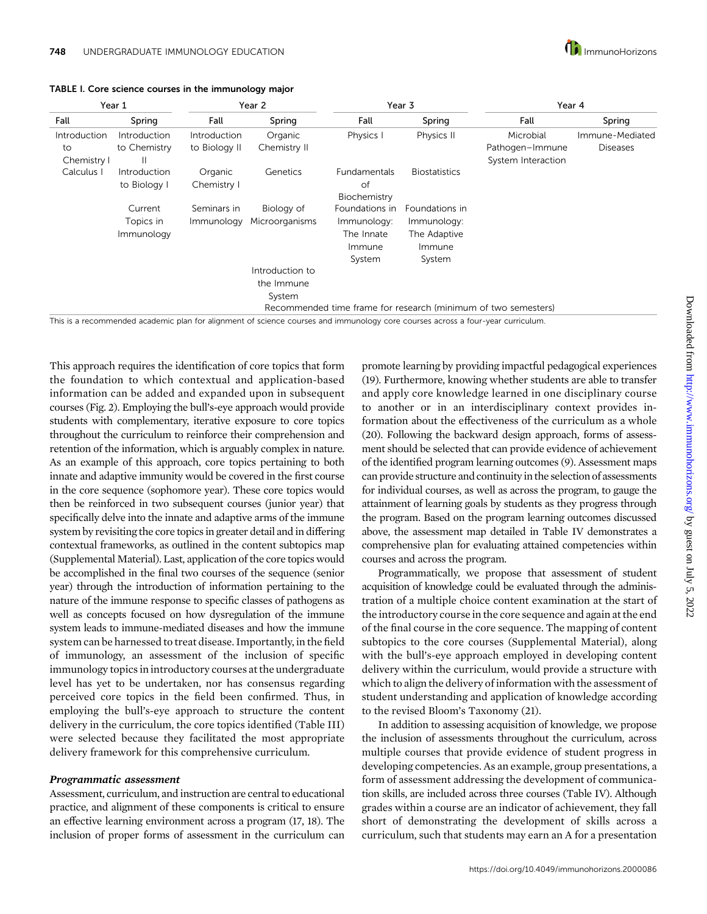**TABLE I. Core science courses in the immunology major**

| Year 1 | | Year 2 | | Year 3 | | Year 4 | |
|---|---|---|---|---|---|---|---|
| Fall | Spring | Fall | Spring | Fall | Spring | Fall | Spring |
| Introduction to Chemistry I | Introduction to Chemistry II | Introduction to Biology II | Organic Chemistry II | Physics I | Physics II | Microbial Pathogen–Immune System Interaction | Immune-Mediated Diseases |
| Calculus I | Introduction to Biology I | Organic Chemistry I | Genetics | Fundamentals of Biochemistry | Biostatistics | | |
| | Current Topics in Immunology | Seminars in Immunology | Biology of Microorganisms | Foundations in Immunology: The Innate Immune System | Foundations in Immunology: The Adaptive Immune System | | |
| | | | Introduction to the Immune System | | | | |
| | | | | Recommended time frame for research (minimum of two semesters) | | | |

This is a recommended academic plan for alignment of science courses and immunology core courses across a four-year curriculum.

This approach requires the identification of core topics that form the foundation to which contextual and application-based information can be added and expanded upon in subsequent courses (Fig. 2). Employing the bull's-eye approach would provide students with complementary, iterative exposure to core topics throughout the curriculum to reinforce their comprehension and retention of the information, which is arguably complex in nature. As an example of this approach, core topics pertaining to both innate and adaptive immunity would be covered in the first course in the core sequence (sophomore year). These core topics would then be reinforced in two subsequent courses (junior year) that specifically delve into the innate and adaptive arms of the immune system by revisiting the core topics in greater detail and in differing contextual frameworks, as outlined in the content subtopics map (Supplemental Material). Last, application of the core topics would be accomplished in the final two courses of the sequence (senior year) through the introduction of information pertaining to the nature of the immune response to specific classes of pathogens as well as concepts focused on how dysregulation of the immune system leads to immune-mediated diseases and how the immune system can be harnessed to treat disease. Importantly, in the field of immunology, an assessment of the inclusion of specific immunology topics in introductory courses at the undergraduate level has yet to be undertaken, nor has consensus regarding perceived core topics in the field been confirmed. Thus, in employing the bull's-eye approach to structure the content delivery in the curriculum, the core topics identified (Table III) were selected because they facilitated the most appropriate delivery framework for this comprehensive curriculum.

### *Programmatic assessment*

Assessment, curriculum, and instruction are central to educational practice, and alignment of these components is critical to ensure an effective learning environment across a program (17, 18). The inclusion of proper forms of assessment in the curriculum can promote learning by providing impactful pedagogical experiences (19). Furthermore, knowing whether students are able to transfer and apply core knowledge learned in one disciplinary course to another or in an interdisciplinary context provides information about the effectiveness of the curriculum as a whole (20). Following the backward design approach, forms of assessment should be selected that can provide evidence of achievement of the identified program learning outcomes (9). Assessment maps can provide structure and continuity in the selection of assessments for individual courses, as well as across the program, to gauge the attainment of learning goals by students as they progress through the program. Based on the program learning outcomes discussed above, the assessment map detailed in Table IV demonstrates a comprehensive plan for evaluating attained competencies within courses and across the program.

Programmatically, we propose that assessment of student acquisition of knowledge could be evaluated through the administration of a multiple choice content examination at the start of the introductory course in the core sequence and again at the end of the final course in the core sequence. The mapping of content subtopics to the core courses (Supplemental Material), along with the bull's-eye approach employed in developing content delivery within the curriculum, would provide a structure with which to align the delivery of information with the assessment of student understanding and application of knowledge according to the revised Bloom's Taxonomy (21).

In addition to assessing acquisition of knowledge, we propose the inclusion of assessments throughout the curriculum, across multiple courses that provide evidence of student progress in developing competencies. As an example, group presentations, a form of assessment addressing the development of communication skills, are included across three courses (Table IV). Although grades within a course are an indicator of achievement, they fall short of demonstrating the development of skills across a curriculum, such that students may earn an A for a presentation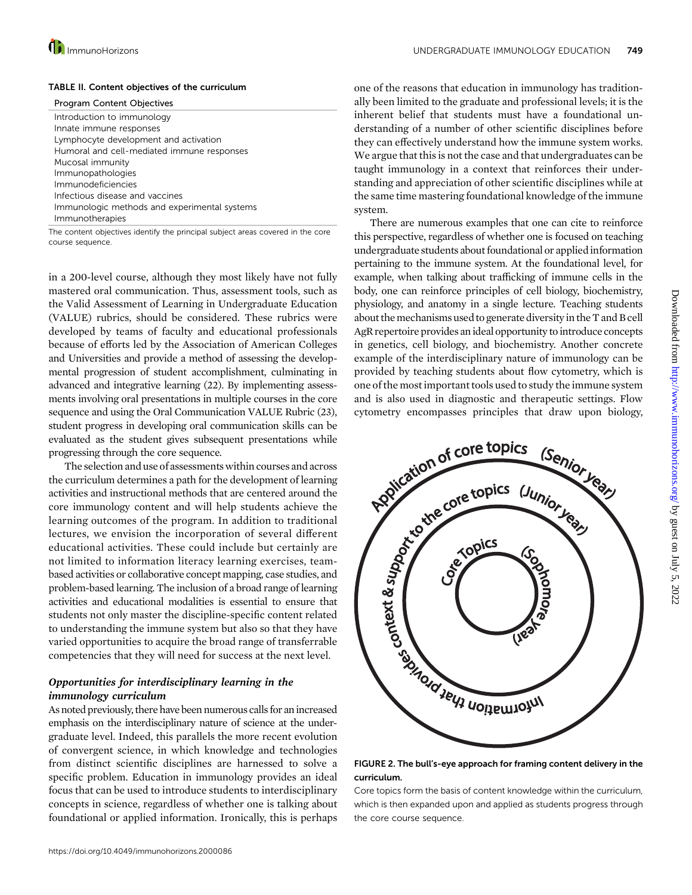**TABLE II. Content objectives of the curriculum**

| Program Content Objectives |
| --- |
| Introduction to immunology |
| Innate immune responses |
| Lymphocyte development and activation |
| Humoral and cell-mediated immune responses |
| Mucosal immunity |
| Immunopathologies |
| Immunodeficiencies |
| Infectious disease and vaccines |
| Immunologic methods and experimental systems |
| Immunotherapies |

The content objectives identify the principal subject areas covered in the core course sequence.

in a 200-level course, although they most likely have not fully mastered oral communication. Thus, assessment tools, such as the Valid Assessment of Learning in Undergraduate Education (VALUE) rubrics, should be considered. These rubrics were developed by teams of faculty and educational professionals because of efforts led by the Association of American Colleges and Universities and provide a method of assessing the developmental progression of student accomplishment, culminating in advanced and integrative learning (22). By implementing assessments involving oral presentations in multiple courses in the core sequence and using the Oral Communication VALUE Rubric (23), student progress in developing oral communication skills can be evaluated as the student gives subsequent presentations while progressing through the core sequence.

The selection and use of assessments within courses and across the curriculum determines a path for the development of learning activities and instructional methods that are centered around the core immunology content and will help students achieve the learning outcomes of the program. In addition to traditional lectures, we envision the incorporation of several different educational activities. These could include but certainly are not limited to information literacy learning exercises, team-based activities or collaborative concept mapping, case studies, and problem-based learning. The inclusion of a broad range of learning activities and educational modalities is essential to ensure that students not only master the discipline-specific content related to understanding the immune system but also so that they have varied opportunities to acquire the broad range of transferrable competencies that they will need for success at the next level.

### *Opportunities for interdisciplinary learning in the immunology curriculum*

As noted previously, there have been numerous calls for an increased emphasis on the interdisciplinary nature of science at the undergraduate level. Indeed, this parallels the more recent evolution of convergent science, in which knowledge and technologies from distinct scientific disciplines are harnessed to solve a specific problem. Education in immunology provides an ideal focus that can be used to introduce students to interdisciplinary concepts in science, regardless of whether one is talking about foundational or applied information. Ironically, this is perhaps one of the reasons that education in immunology has traditionally been limited to the graduate and professional levels; it is the inherent belief that students must have a foundational understanding of a number of other scientific disciplines before they can effectively understand how the immune system works. We argue that this is not the case and that undergraduates can be taught immunology in a context that reinforces their understanding and appreciation of other scientific disciplines while at the same time mastering foundational knowledge of the immune system.

There are numerous examples that one can cite to reinforce this perspective, regardless of whether one is focused on teaching undergraduate students about foundational or applied information pertaining to the immune system. At the foundational level, for example, when talking about trafficking of immune cells in the body, one can reinforce principles of cell biology, biochemistry, physiology, and anatomy in a single lecture. Teaching students about the mechanisms used to generate diversity in the T and B cell AgR repertoire provides an ideal opportunity to introduce concepts in genetics, cell biology, and biochemistry. Another concrete example of the interdisciplinary nature of immunology can be provided by teaching students about flow cytometry, which is one of the most important tools used to study the immune system and is also used in diagnostic and therapeutic settings. Flow cytometry encompasses principles that draw upon biology,

**FIGURE 2. The bull's-eye approach for framing content delivery in the curriculum.**

Core topics form the basis of content knowledge within the curriculum, which is then expanded upon and applied as students progress through the core course sequence.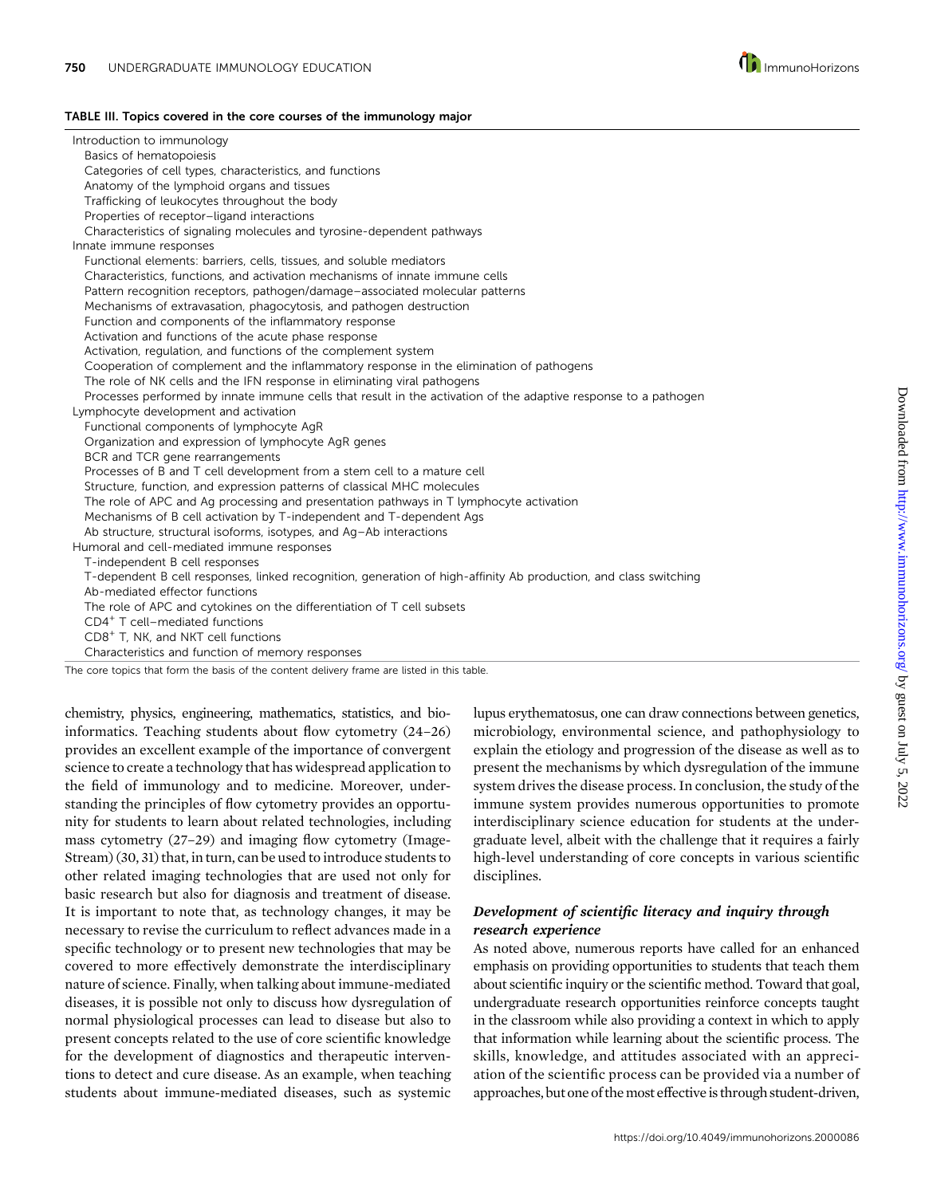**TABLE III. Topics covered in the core courses of the immunology major**

| Topics |
|---|
| Introduction to immunology |
| Basics of hematopoiesis |
| Categories of cell types, characteristics, and functions |
| Anatomy of the lymphoid organs and tissues |
| Trafficking of leukocytes throughout the body |
| Properties of receptor–ligand interactions |
| Characteristics of signaling molecules and tyrosine-dependent pathways |
| Innate immune responses |
| Functional elements: barriers, cells, tissues, and soluble mediators |
| Characteristics, functions, and activation mechanisms of innate immune cells |
| Pattern recognition receptors, pathogen/damage–associated molecular patterns |
| Mechanisms of extravasation, phagocytosis, and pathogen destruction |
| Function and components of the inflammatory response |
| Activation and functions of the acute phase response |
| Activation, regulation, and functions of the complement system |
| Cooperation of complement and the inflammatory response in the elimination of pathogens |
| The role of NK cells and the IFN response in eliminating viral pathogens |
| Processes performed by innate immune cells that result in the activation of the adaptive response to a pathogen |
| Lymphocyte development and activation |
| Functional components of lymphocyte AgR |
| Organization and expression of lymphocyte AgR genes |
| BCR and TCR gene rearrangements |
| Processes of B and T cell development from a stem cell to a mature cell |
| Structure, function, and expression patterns of classical MHC molecules |
| The role of APC and Ag processing and presentation pathways in T lymphocyte activation |
| Mechanisms of B cell activation by T-independent and T-dependent Ags |
| Ab structure, structural isoforms, isotypes, and Ag–Ab interactions |
| Humoral and cell-mediated immune responses |
| T-independent B cell responses |
| T-dependent B cell responses, linked recognition, generation of high-affinity Ab production, and class switching |
| Ab-mediated effector functions |
| The role of APC and cytokines on the differentiation of T cell subsets |
| $CD4^+$ T cell–mediated functions |
| $CD8^+$ T, NK, and NKT cell functions |
| Characteristics and function of memory responses |

The core topics that form the basis of the content delivery frame are listed in this table.

chemistry, physics, engineering, mathematics, statistics, and bioinformatics. Teaching students about flow cytometry (24–26) provides an excellent example of the importance of convergent science to create a technology that has widespread application to the field of immunology and to medicine. Moreover, understanding the principles of flow cytometry provides an opportunity for students to learn about related technologies, including mass cytometry (27–29) and imaging flow cytometry (ImageStream) (30, 31) that, in turn, can be used to introduce students to other related imaging technologies that are used not only for basic research but also for diagnosis and treatment of disease. It is important to note that, as technology changes, it may be necessary to revise the curriculum to reflect advances made in a specific technology or to present new technologies that may be covered to more effectively demonstrate the interdisciplinary nature of science. Finally, when talking about immune-mediated diseases, it is possible not only to discuss how dysregulation of normal physiological processes can lead to disease but also to present concepts related to the use of core scientific knowledge for the development of diagnostics and therapeutic interventions to detect and cure disease. As an example, when teaching students about immune-mediated diseases, such as systemic lupus erythematosus, one can draw connections between genetics, microbiology, environmental science, and pathophysiology to explain the etiology and progression of the disease as well as to present the mechanisms by which dysregulation of the immune system drives the disease process. In conclusion, the study of the immune system provides numerous opportunities to promote interdisciplinary science education for students at the undergraduate level, albeit with the challenge that it requires a fairly high-level understanding of core concepts in various scientific disciplines.

### *Development of scientific literacy and inquiry through research experience*

As noted above, numerous reports have called for an enhanced emphasis on providing opportunities to students that teach them about scientific inquiry or the scientific method. Toward that goal, undergraduate research opportunities reinforce concepts taught in the classroom while also providing a context in which to apply that information while learning about the scientific process. The skills, knowledge, and attitudes associated with an appreciation of the scientific process can be provided via a number of approaches, but one of the most effective is through student-driven,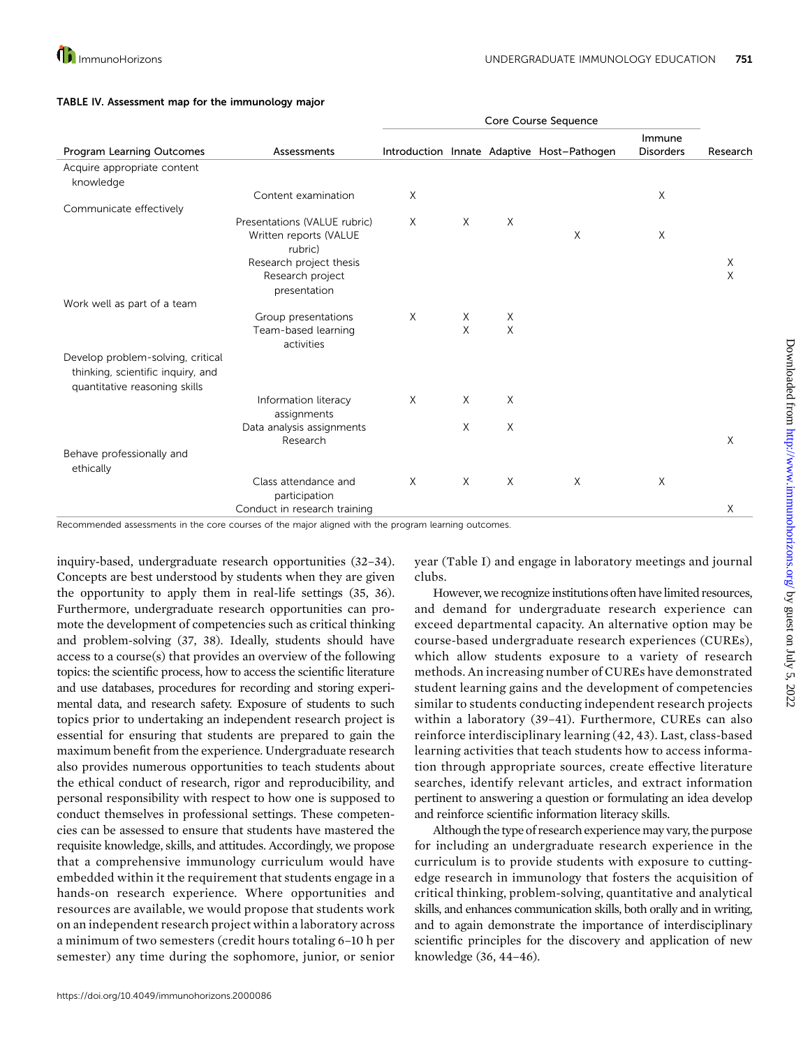**TABLE IV. Assessment map for the immunology major**

| Program Learning Outcomes | Assessments | Core Course Sequence | | | | | |
|---|---|---|---|---|---|---|---|
| | | Introduction | Innate | Adaptive | Host–Pathogen | Immune Disorders | Research |
| Acquire appropriate content knowledge | | | | | | | |
| | Content examination | X | | | | X | |
| Communicate effectively | | | | | | | |
| | Presentations (VALUE rubric) | X | X | X | | | |
| | Written reports (VALUE rubric) | | | | X | X | |
| | Research project thesis | | | | | | X |
| | Research project presentation | | | | | | X |
| Work well as part of a team | | | | | | | |
| | Group presentations | X | X | X | | | |
| | Team-based learning activities | | X | X | | | |
| Develop problem-solving, critical thinking, scientific inquiry, and quantitative reasoning skills | | | | | | | |
| | Information literacy assignments | X | X | X | | | |
| | Data analysis assignments | | X | X | | | |
| | Research | | | | | | X |
| Behave professionally and ethically | | | | | | | |
| | Class attendance and participation | X | X | X | X | X | |
| | Conduct in research training | | | | | | X |

Recommended assessments in the core courses of the major aligned with the program learning outcomes.

inquiry-based, undergraduate research opportunities (32–34). Concepts are best understood by students when they are given the opportunity to apply them in real-life settings (35, 36). Furthermore, undergraduate research opportunities can promote the development of competencies such as critical thinking and problem-solving (37, 38). Ideally, students should have access to a course(s) that provides an overview of the following topics: the scientific process, how to access the scientific literature and use databases, procedures for recording and storing experimental data, and research safety. Exposure of students to such topics prior to undertaking an independent research project is essential for ensuring that students are prepared to gain the maximum benefit from the experience. Undergraduate research also provides numerous opportunities to teach students about the ethical conduct of research, rigor and reproducibility, and personal responsibility with respect to how one is supposed to conduct themselves in professional settings. These competencies can be assessed to ensure that students have mastered the requisite knowledge, skills, and attitudes. Accordingly, we propose that a comprehensive immunology curriculum would have embedded within it the requirement that students engage in a hands-on research experience. Where opportunities and resources are available, we would propose that students work on an independent research project within a laboratory across a minimum of two semesters (credit hours totaling 6–10 h per semester) any time during the sophomore, junior, or senior year (Table I) and engage in laboratory meetings and journal clubs.

However, we recognize institutions often have limited resources, and demand for undergraduate research experience can exceed departmental capacity. An alternative option may be course-based undergraduate research experiences (CUREs), which allow students exposure to a variety of research methods. An increasing number of CUREs have demonstrated student learning gains and the development of competencies similar to students conducting independent research projects within a laboratory (39–41). Furthermore, CUREs can also reinforce interdisciplinary learning (42, 43). Last, class-based learning activities that teach students how to access information through appropriate sources, create effective literature searches, identify relevant articles, and extract information pertinent to answering a question or formulating an idea develop and reinforce scientific information literacy skills.

Although the type of research experience may vary, the purpose for including an undergraduate research experience in the curriculum is to provide students with exposure to cutting-edge research in immunology that fosters the acquisition of critical thinking, problem-solving, quantitative and analytical skills, and enhances communication skills, both orally and in writing, and to again demonstrate the importance of interdisciplinary scientific principles for the discovery and application of new knowledge (36, 44–46).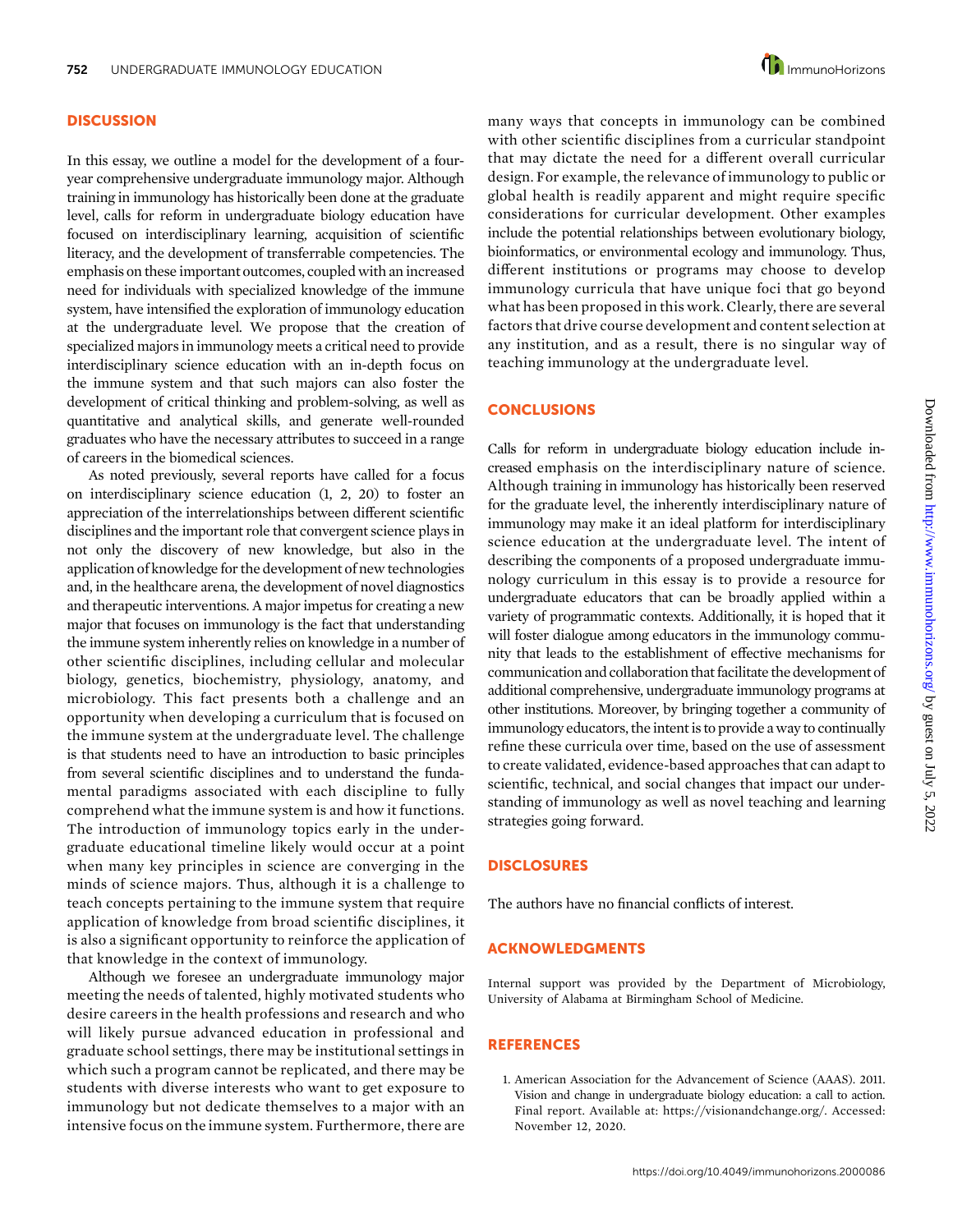## DISCUSSION

In this essay, we outline a model for the development of a four-year comprehensive undergraduate immunology major. Although training in immunology has historically been done at the graduate level, calls for reform in undergraduate biology education have focused on interdisciplinary learning, acquisition of scientific literacy, and the development of transferrable competencies. The emphasis on these important outcomes, coupled with an increased need for individuals with specialized knowledge of the immune system, have intensified the exploration of immunology education at the undergraduate level. We propose that the creation of specialized majors in immunology meets a critical need to provide interdisciplinary science education with an in-depth focus on the immune system and that such majors can also foster the development of critical thinking and problem-solving, as well as quantitative and analytical skills, and generate well-rounded graduates who have the necessary attributes to succeed in a range of careers in the biomedical sciences.

As noted previously, several reports have called for a focus on interdisciplinary science education (1, 2, 20) to foster an appreciation of the interrelationships between different scientific disciplines and the important role that convergent science plays in not only the discovery of new knowledge, but also in the application of knowledge for the development of new technologies and, in the healthcare arena, the development of novel diagnostics and therapeutic interventions. A major impetus for creating a new major that focuses on immunology is the fact that understanding the immune system inherently relies on knowledge in a number of other scientific disciplines, including cellular and molecular biology, genetics, biochemistry, physiology, anatomy, and microbiology. This fact presents both a challenge and an opportunity when developing a curriculum that is focused on the immune system at the undergraduate level. The challenge is that students need to have an introduction to basic principles from several scientific disciplines and to understand the fundamental paradigms associated with each discipline to fully comprehend what the immune system is and how it functions. The introduction of immunology topics early in the undergraduate educational timeline likely would occur at a point when many key principles in science are converging in the minds of science majors. Thus, although it is a challenge to teach concepts pertaining to the immune system that require application of knowledge from broad scientific disciplines, it is also a significant opportunity to reinforce the application of that knowledge in the context of immunology.

Although we foresee an undergraduate immunology major meeting the needs of talented, highly motivated students who desire careers in the health professions and research and who will likely pursue advanced education in professional and graduate school settings, there may be institutional settings in which such a program cannot be replicated, and there may be students with diverse interests who want to get exposure to immunology but not dedicate themselves to a major with an intensive focus on the immune system. Furthermore, there are many ways that concepts in immunology can be combined with other scientific disciplines from a curricular standpoint that may dictate the need for a different overall curricular design. For example, the relevance of immunology to public or global health is readily apparent and might require specific considerations for curricular development. Other examples include the potential relationships between evolutionary biology, bioinformatics, or environmental ecology and immunology. Thus, different institutions or programs may choose to develop immunology curricula that have unique foci that go beyond what has been proposed in this work. Clearly, there are several factors that drive course development and content selection at any institution, and as a result, there is no singular way of teaching immunology at the undergraduate level.

## CONCLUSIONS

Calls for reform in undergraduate biology education include increased emphasis on the interdisciplinary nature of science. Although training in immunology has historically been reserved for the graduate level, the inherently interdisciplinary nature of immunology may make it an ideal platform for interdisciplinary science education at the undergraduate level. The intent of describing the components of a proposed undergraduate immunology curriculum in this essay is to provide a resource for undergraduate educators that can be broadly applied within a variety of programmatic contexts. Additionally, it is hoped that it will foster dialogue among educators in the immunology community that leads to the establishment of effective mechanisms for communication and collaboration that facilitate the development of additional comprehensive, undergraduate immunology programs at other institutions. Moreover, by bringing together a community of immunology educators, the intent is to provide a way to continually refine these curricula over time, based on the use of assessment to create validated, evidence-based approaches that can adapt to scientific, technical, and social changes that impact our understanding of immunology as well as novel teaching and learning strategies going forward.

## DISCLOSURES

The authors have no financial conflicts of interest.

## ACKNOWLEDGMENTS

Internal support was provided by the Department of Microbiology, University of Alabama at Birmingham School of Medicine.

## REFERENCES

1. American Association for the Advancement of Science (AAAS). 2011. Vision and change in undergraduate biology education: a call to action. Final report. Available at: https://visionandchange.org/. Accessed: November 12, 2020.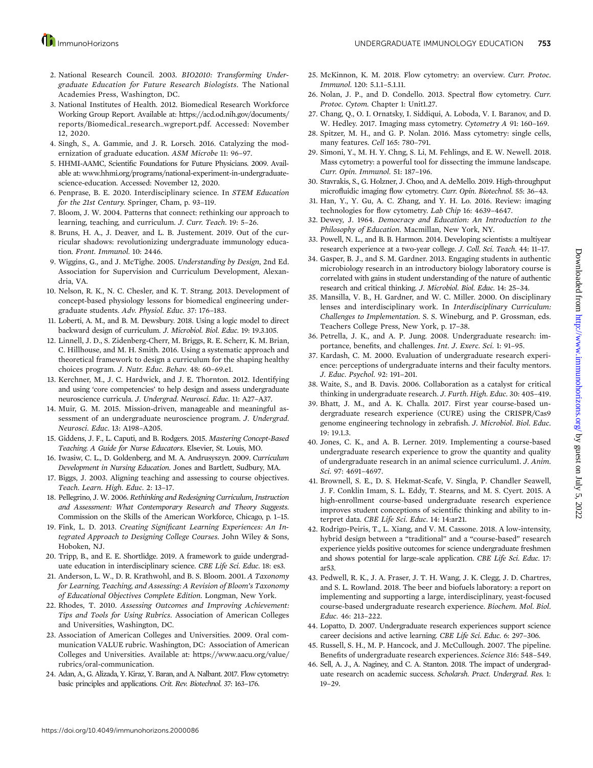2. National Research Council. 2003. *BIO2010: Transforming Undergraduate Education for Future Research Biologists*. The National Academies Press, Washington, DC.
3. National Institutes of Health. 2012. Biomedical Research Workforce Working Group Report. Available at: https://acd.od.nih.gov/documents/reports/Biomedical_research_wgreport.pdf. Accessed: November 12, 2020.
4. Singh, S., A. Gammie, and J. R. Lorsch. 2016. Catalyzing the modernization of graduate education. *ASM Microbe* 11: 96–97.
5. HHMI-AAMC, Scientific Foundations for Future Physicians. 2009. Available at: www.hhmi.org/programs/national-experiment-in-undergraduate-science-education. Accessed: November 12, 2020.
6. Penprase, B. E. 2020. Interdisciplinary science. In *STEM Education for the 21st Century*. Springer, Cham, p. 93–119.
7. Bloom, J. W. 2004. Patterns that connect: rethinking our approach to learning, teaching, and curriculum. *J. Curr. Teach.* 19: 5–26.
8. Bruns, H. A., J. Deaver, and L. B. Justement. 2019. Out of the curricular shadows: revolutionizing undergraduate immunology education. *Front. Immunol.* 10: 2446.
9. Wiggins, G., and J. McTighe. 2005. *Understanding by Design*, 2nd Ed. Association for Supervision and Curriculum Development, Alexandria, VA.
10. Nelson, R. K., N. C. Chesler, and K. T. Strang. 2013. Development of concept-based physiology lessons for biomedical engineering undergraduate students. *Adv. Physiol. Educ.* 37: 176–183.
11. Loberti, A. M., and B. M. Dewsbury. 2018. Using a logic model to direct backward design of curriculum. *J. Microbiol. Biol. Educ.* 19: 19.3.105.
12. Linnell, J. D., S. Zidenberg-Cherr, M. Briggs, R. E. Scherr, K. M. Brian, C. Hillhouse, and M. H. Smith. 2016. Using a systematic approach and theoretical framework to design a curriculum for the shaping healthy choices program. *J. Nutr. Educ. Behav.* 48: 60–69.e1.
13. Kerchner, M., J. C. Hardwick, and J. E. Thornton. 2012. Identifying and using 'core competencies' to help design and assess undergraduate neuroscience curricula. *J. Undergrad. Neurosci. Educ.* 11: A27–A37.
14. Muir, G. M. 2015. Mission-driven, manageable and meaningful assessment of an undergraduate neuroscience program. *J. Undergrad. Neurosci. Educ.* 13: A198–A205.
15. Giddens, J. F., L. Caputi, and B. Rodgers. 2015. *Mastering Concept-Based Teaching. A Guide for Nurse Educators*. Elsevier, St. Louis, MO.
16. Iwasiw, C. L., D. Goldenberg, and M. A. Andrusyszyn. 2009. *Curriculum Development in Nursing Education*. Jones and Bartlett, Sudbury, MA.
17. Biggs, J. 2003. Aligning teaching and assessing to course objectives. *Teach. Learn. High. Educ.* 2: 13–17.
18. Pellegrino, J. W. 2006. *Rethinking and Redesigning Curriculum, Instruction and Assessment: What Contemporary Research and Theory Suggests*. Commission on the Skills of the American Workforce, Chicago, p. 1–15.
19. Fink, L. D. 2013. *Creating Significant Learning Experiences: An Integrated Approach to Designing College Courses*. John Wiley & Sons, Hoboken, NJ.
20. Tripp, B., and E. E. Shortlidge. 2019. A framework to guide undergraduate education in interdisciplinary science. *CBE Life Sci. Educ.* 18: es3.
21. Anderson, L. W., D. R. Krathwohl, and B. S. Bloom. 2001. *A Taxonomy for Learning, Teaching, and Assessing: A Revision of Bloom's Taxonomy of Educational Objectives Complete Edition*. Longman, New York.
22. Rhodes, T. 2010. *Assessing Outcomes and Improving Achievement: Tips and Tools for Using Rubrics*. Association of American Colleges and Universities, Washington, DC.
23. Association of American Colleges and Universities. 2009. Oral communication VALUE rubric. Washington, DC: Association of American Colleges and Universities. Available at: https://www.aacu.org/value/rubrics/oral-communication.
24. Adan, A., G. Alizada, Y. Kiraz, Y. Baran, and A. Nalbant. 2017. Flow cytometry: basic principles and applications. *Crit. Rev. Biotechnol.* 37: 163–176.
25. McKinnon, K. M. 2018. Flow cytometry: an overview. *Curr. Protoc. Immunol.* 120: 5.1.1–5.1.11.
26. Nolan, J. P., and D. Condello. 2013. Spectral flow cytometry. *Curr. Protoc. Cytom.* Chapter 1: Unit1.27.
27. Chang, Q., O. I. Ornatsky, I. Siddiqui, A. Loboda, V. I. Baranov, and D. W. Hedley. 2017. Imaging mass cytometry. *Cytometry A* 91: 160–169.
28. Spitzer, M. H., and G. P. Nolan. 2016. Mass cytometry: single cells, many features. *Cell* 165: 780–791.
29. Simoni, Y., M. H. Y. Chng, S. Li, M. Fehlings, and E. W. Newell. 2018. Mass cytometry: a powerful tool for dissecting the immune landscape. *Curr. Opin. Immunol.* 51: 187–196.
30. Stavrakis, S., G. Holzner, J. Choo, and A. deMello. 2019. High-throughput microfluidic imaging flow cytometry. *Curr. Opin. Biotechnol.* 55: 36–43.
31. Han, Y., Y. Gu, A. C. Zhang, and Y. H. Lo. 2016. Review: imaging technologies for flow cytometry. *Lab Chip* 16: 4639–4647.
32. Dewey, J. 1964. *Democracy and Education: An Introduction to the Philosophy of Education*. Macmillan, New York, NY.
33. Powell, N. L., and B. B. Harmon. 2014. Developing scientists: a multiyear research experience at a two-year college. *J. Coll. Sci. Teach.* 44: 11–17.
34. Gasper, B. J., and S. M. Gardner. 2013. Engaging students in authentic microbiology research in an introductory biology laboratory course is correlated with gains in student understanding of the nature of authentic research and critical thinking. *J. Microbiol. Biol. Educ.* 14: 25–34.
35. Mansilla, V. B., H. Gardner, and W. C. Miller. 2000. On disciplinary lenses and interdisciplinary work. In *Interdisciplinary Curriculum: Challenges to Implementation*. S. S. Wineburg, and P. Grossman, eds. Teachers College Press, New York, p. 17–38.
36. Petrella, J. K., and A. P. Jung. 2008. Undergraduate research: importance, benefits, and challenges. *Int. J. Exerc. Sci.* 1: 91–95.
37. Kardash, C. M. 2000. Evaluation of undergraduate research experience: perceptions of undergraduate interns and their faculty mentors. *J. Educ. Psychol.* 92: 191–201.
38. Waite, S., and B. Davis. 2006. Collaboration as a catalyst for critical thinking in undergraduate research. *J. Furth. High. Educ.* 30: 405–419.
39. Bhatt, J. M., and A. K. Challa. 2017. First year course-based undergraduate research experience (CURE) using the CRISPR/Cas9 genome engineering technology in zebrafish. *J. Microbiol. Biol. Educ.* 19: 19.1.3.
40. Jones, C. K., and A. B. Lerner. 2019. Implementing a course-based undergraduate research experience to grow the quantity and quality of undergraduate research in an animal science curriculum1. *J. Anim. Sci.* 97: 4691–4697.
41. Brownell, S. E., D. S. Hekmat-Scafe, V. Singla, P. Chandler Seawell, J. F. Conklin Imam, S. L. Eddy, T. Stearns, and M. S. Cyert. 2015. A high-enrollment course-based undergraduate research experience improves student conceptions of scientific thinking and ability to interpret data. *CBE Life Sci. Educ.* 14: 14:ar21.
42. Rodrigo-Peiris, T., L. Xiang, and V. M. Cassone. 2018. A low-intensity, hybrid design between a "traditional" and a "course-based" research experience yields positive outcomes for science undergraduate freshmen and shows potential for large-scale application. *CBE Life Sci. Educ.* 17: ar53.
43. Pedwell, R. K., J. A. Fraser, J. T. H. Wang, J. K. Clegg, J. D. Chartres, and S. L. Rowland. 2018. The beer and biofuels laboratory: a report on implementing and supporting a large, interdisciplinary, yeast-focused course-based undergraduate research experience. *Biochem. Mol. Biol. Educ.* 46: 213–222.
44. Lopatto, D. 2007. Undergraduate research experiences support science career decisions and active learning. *CBE Life Sci. Educ.* 6: 297–306.
45. Russell, S. H., M. P. Hancock, and J. McCullough. 2007. The pipeline. Benefits of undergraduate research experiences. *Science* 316: 548–549.
46. Sell, A. J., A. Naginey, and C. A. Stanton. 2018. The impact of undergraduate research on academic success. *Scholarsh. Pract. Undergrad. Res.* 1: 19–29.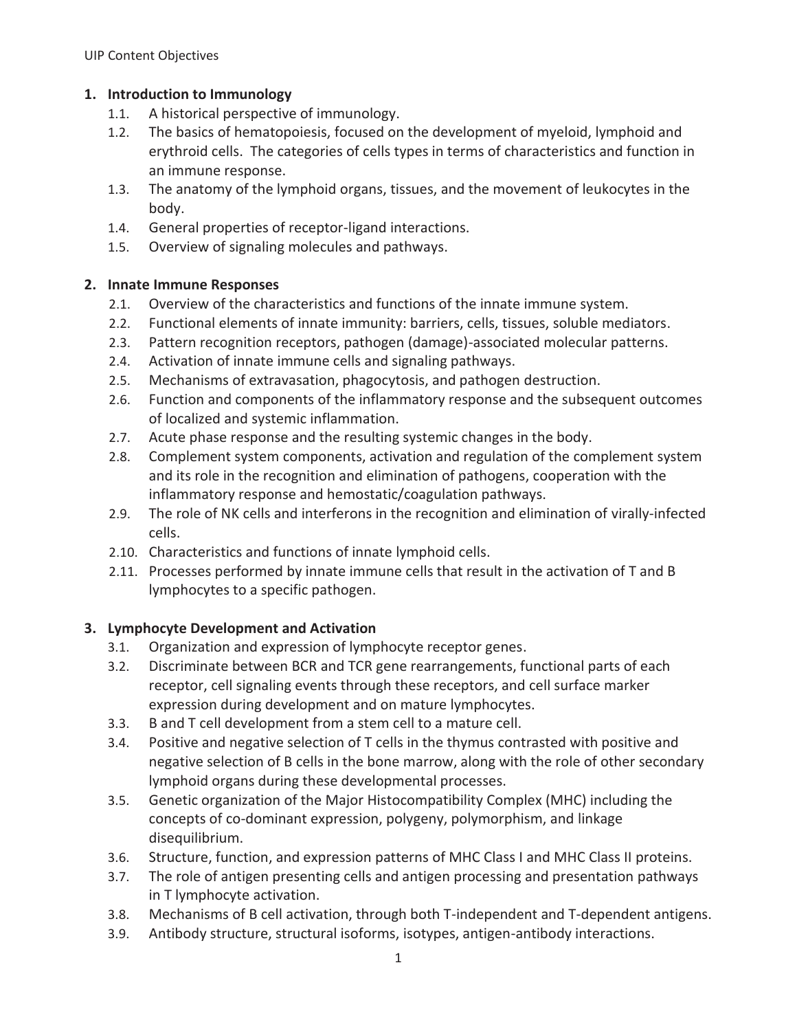UIP Content Objectives

1. **Introduction to Immunology**
    - 1.1. A historical perspective of immunology.
    - 1.2. The basics of hematopoiesis, focused on the development of myeloid, lymphoid and erythroid cells. The categories of cells types in terms of characteristics and function in an immune response.
    - 1.3. The anatomy of the lymphoid organs, tissues, and the movement of leukocytes in the body.
    - 1.4. General properties of receptor-ligand interactions.
    - 1.5. Overview of signaling molecules and pathways.

2. **Innate Immune Responses**
    - 2.1. Overview of the characteristics and functions of the innate immune system.
    - 2.2. Functional elements of innate immunity: barriers, cells, tissues, soluble mediators.
    - 2.3. Pattern recognition receptors, pathogen (damage)-associated molecular patterns.
    - 2.4. Activation of innate immune cells and signaling pathways.
    - 2.5. Mechanisms of extravasation, phagocytosis, and pathogen destruction.
    - 2.6. Function and components of the inflammatory response and the subsequent outcomes of localized and systemic inflammation.
    - 2.7. Acute phase response and the resulting systemic changes in the body.
    - 2.8. Complement system components, activation and regulation of the complement system and its role in the recognition and elimination of pathogens, cooperation with the inflammatory response and hemostatic/coagulation pathways.
    - 2.9. The role of NK cells and interferons in the recognition and elimination of virally-infected cells.
    - 2.10. Characteristics and functions of innate lymphoid cells.
    - 2.11. Processes performed by innate immune cells that result in the activation of T and B lymphocytes to a specific pathogen.

3. **Lymphocyte Development and Activation**
    - 3.1. Organization and expression of lymphocyte receptor genes.
    - 3.2. Discriminate between BCR and TCR gene rearrangements, functional parts of each receptor, cell signaling events through these receptors, and cell surface marker expression during development and on mature lymphocytes.
    - 3.3. B and T cell development from a stem cell to a mature cell.
    - 3.4. Positive and negative selection of T cells in the thymus contrasted with positive and negative selection of B cells in the bone marrow, along with the role of other secondary lymphoid organs during these developmental processes.
    - 3.5. Genetic organization of the Major Histocompatibility Complex (MHC) including the concepts of co-dominant expression, polygeny, polymorphism, and linkage disequilibrium.
    - 3.6. Structure, function, and expression patterns of MHC Class I and MHC Class II proteins.
    - 3.7. The role of antigen presenting cells and antigen processing and presentation pathways in T lymphocyte activation.
    - 3.8. Mechanisms of B cell activation, through both T-independent and T-dependent antigens.
    - 3.9. Antibody structure, structural isoforms, isotypes, antigen-antibody interactions.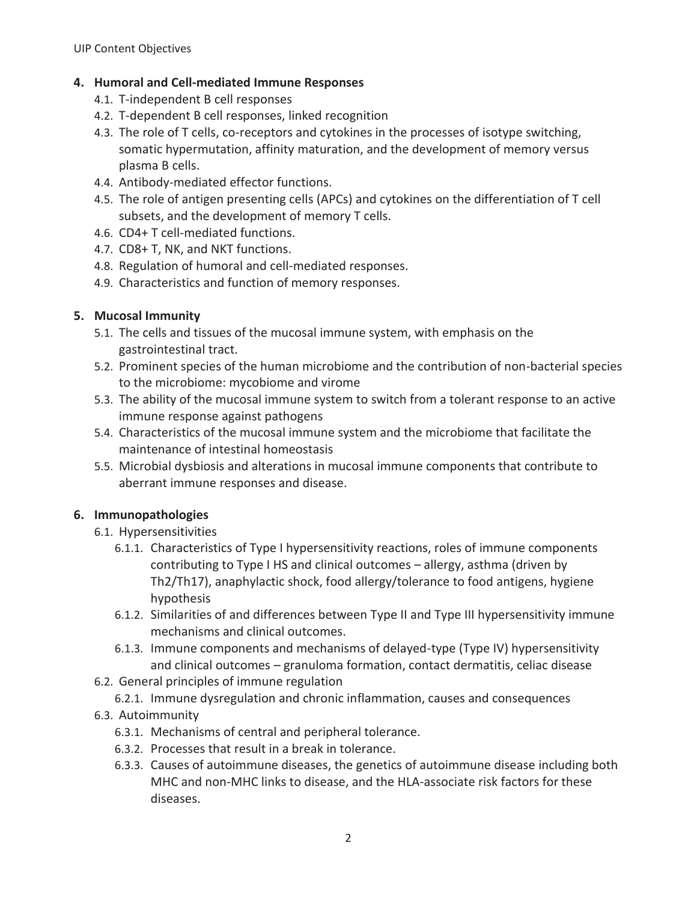## 4. Humoral and Cell-mediated Immune Responses

- 4.1. T-independent B cell responses
- 4.2. T-dependent B cell responses, linked recognition
- 4.3. The role of T cells, co-receptors and cytokines in the processes of isotype switching, somatic hypermutation, affinity maturation, and the development of memory versus plasma B cells.
- 4.4. Antibody-mediated effector functions.
- 4.5. The role of antigen presenting cells (APCs) and cytokines on the differentiation of T cell subsets, and the development of memory T cells.
- 4.6. CD4+ T cell-mediated functions.
- 4.7. CD8+ T, NK, and NKT functions.
- 4.8. Regulation of humoral and cell-mediated responses.
- 4.9. Characteristics and function of memory responses.

## 5. Mucosal Immunity

- 5.1. The cells and tissues of the mucosal immune system, with emphasis on the gastrointestinal tract.
- 5.2. Prominent species of the human microbiome and the contribution of non-bacterial species to the microbiome: mycobiome and virome
- 5.3. The ability of the mucosal immune system to switch from a tolerant response to an active immune response against pathogens
- 5.4. Characteristics of the mucosal immune system and the microbiome that facilitate the maintenance of intestinal homeostasis
- 5.5. Microbial dysbiosis and alterations in mucosal immune components that contribute to aberrant immune responses and disease.

## 6. Immunopathologies

- 6.1. Hypersensitivities
  - 6.1.1. Characteristics of Type I hypersensitivity reactions, roles of immune components contributing to Type I HS and clinical outcomes – allergy, asthma (driven by Th2/Th17), anaphylactic shock, food allergy/tolerance to food antigens, hygiene hypothesis
  - 6.1.2. Similarities of and differences between Type II and Type III hypersensitivity immune mechanisms and clinical outcomes.
  - 6.1.3. Immune components and mechanisms of delayed-type (Type IV) hypersensitivity and clinical outcomes – granuloma formation, contact dermatitis, celiac disease
- 6.2. General principles of immune regulation
  - 6.2.1. Immune dysregulation and chronic inflammation, causes and consequences
- 6.3. Autoimmunity
  - 6.3.1. Mechanisms of central and peripheral tolerance.
  - 6.3.2. Processes that result in a break in tolerance.
  - 6.3.3. Causes of autoimmune diseases, the genetics of autoimmune disease including both MHC and non-MHC links to disease, and the HLA-associate risk factors for these diseases.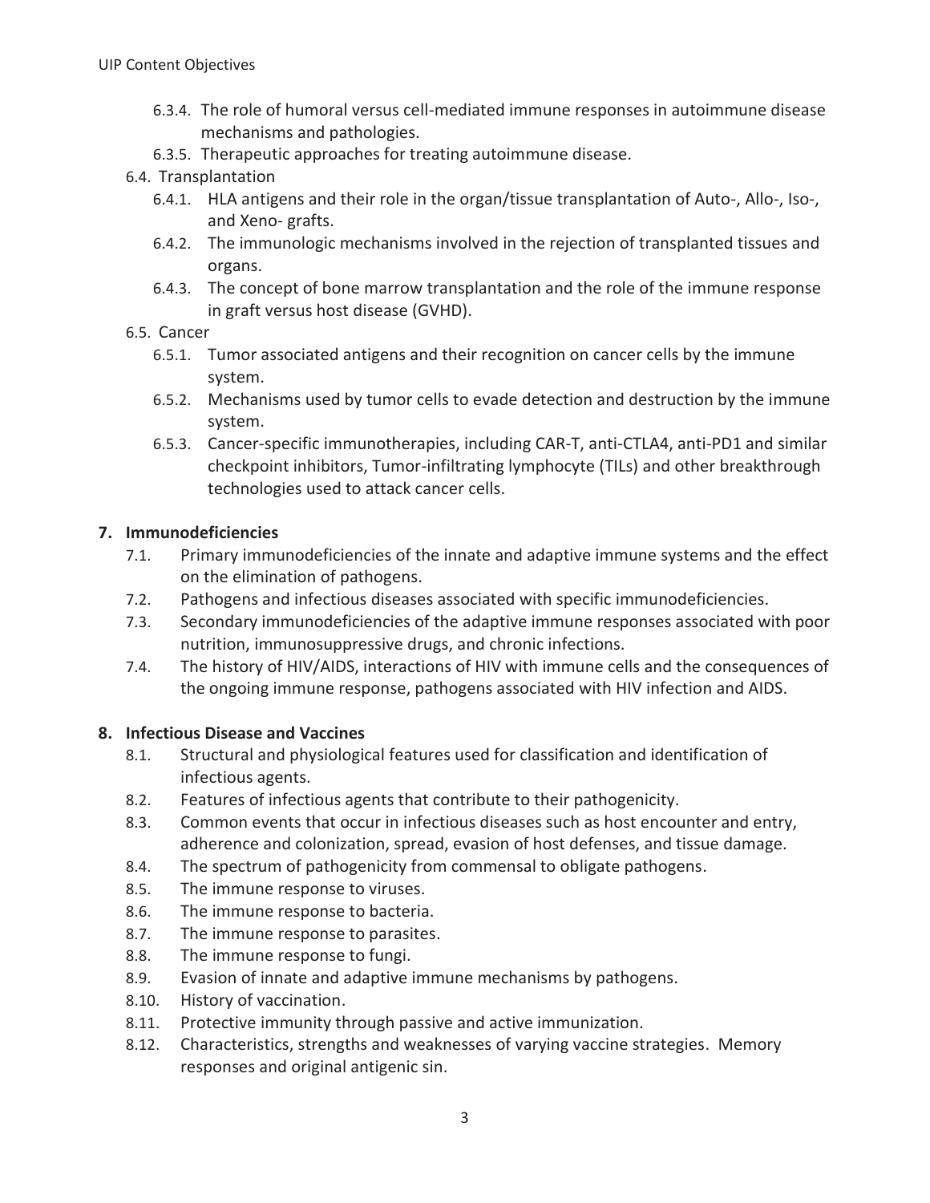- 6.3.4. The role of humoral versus cell-mediated immune responses in autoimmune disease mechanisms and pathologies.
- 6.3.5. Therapeutic approaches for treating autoimmune disease.

6.4. Transplantation

- 6.4.1. HLA antigens and their role in the organ/tissue transplantation of Auto-, Allo-, Iso-, and Xeno- grafts.
- 6.4.2. The immunologic mechanisms involved in the rejection of transplanted tissues and organs.
- 6.4.3. The concept of bone marrow transplantation and the role of the immune response in graft versus host disease (GVHD).

6.5. Cancer

- 6.5.1. Tumor associated antigens and their recognition on cancer cells by the immune system.
- 6.5.2. Mechanisms used by tumor cells to evade detection and destruction by the immune system.
- 6.5.3. Cancer-specific immunotherapies, including CAR-T, anti-CTLA4, anti-PD1 and similar checkpoint inhibitors, Tumor-infiltrating lymphocyte (TILs) and other breakthrough technologies used to attack cancer cells.

## 7. Immunodeficiencies

- 7.1. Primary immunodeficiencies of the innate and adaptive immune systems and the effect on the elimination of pathogens.
- 7.2. Pathogens and infectious diseases associated with specific immunodeficiencies.
- 7.3. Secondary immunodeficiencies of the adaptive immune responses associated with poor nutrition, immunosuppressive drugs, and chronic infections.
- 7.4. The history of HIV/AIDS, interactions of HIV with immune cells and the consequences of the ongoing immune response, pathogens associated with HIV infection and AIDS.

## 8. Infectious Disease and Vaccines

- 8.1. Structural and physiological features used for classification and identification of infectious agents.
- 8.2. Features of infectious agents that contribute to their pathogenicity.
- 8.3. Common events that occur in infectious diseases such as host encounter and entry, adherence and colonization, spread, evasion of host defenses, and tissue damage.
- 8.4. The spectrum of pathogenicity from commensal to obligate pathogens.
- 8.5. The immune response to viruses.
- 8.6. The immune response to bacteria.
- 8.7. The immune response to parasites.
- 8.8. The immune response to fungi.
- 8.9. Evasion of innate and adaptive immune mechanisms by pathogens.
- 8.10. History of vaccination.
- 8.11. Protective immunity through passive and active immunization.
- 8.12. Characteristics, strengths and weaknesses of varying vaccine strategies. Memory responses and original antigenic sin.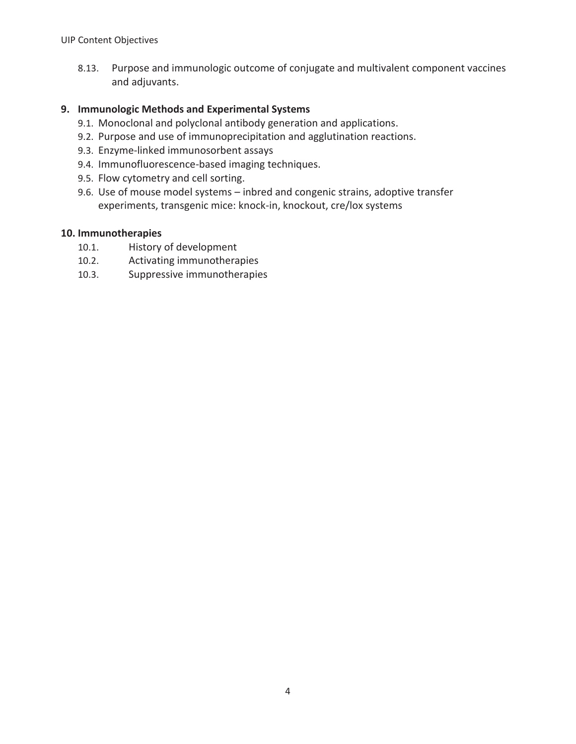8.13. Purpose and immunologic outcome of conjugate and multivalent component vaccines and adjuvants.

## 9. Immunologic Methods and Experimental Systems

9.1. Monoclonal and polyclonal antibody generation and applications.
9.2. Purpose and use of immunoprecipitation and agglutination reactions.
9.3. Enzyme-linked immunosorbent assays
9.4. Immunofluorescence-based imaging techniques.
9.5. Flow cytometry and cell sorting.
9.6. Use of mouse model systems – inbred and congenic strains, adoptive transfer experiments, transgenic mice: knock-in, knockout, cre/lox systems

## 10. Immunotherapies

10.1. History of development
10.2. Activating immunotherapies
10.3. Suppressive immunotherapies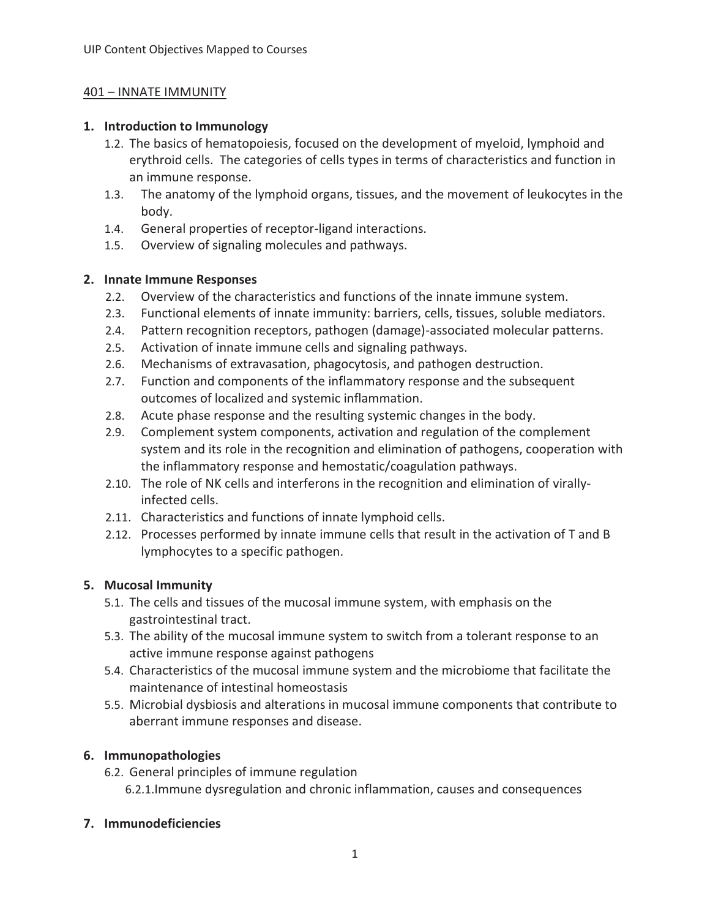## 401 – INNATE IMMUNITY

### 1. Introduction to Immunology

- 1.2. The basics of hematopoiesis, focused on the development of myeloid, lymphoid and erythroid cells. The categories of cells types in terms of characteristics and function in an immune response.
- 1.3. The anatomy of the lymphoid organs, tissues, and the movement of leukocytes in the body.
- 1.4. General properties of receptor-ligand interactions.
- 1.5. Overview of signaling molecules and pathways.

### 2. Innate Immune Responses

- 2.2. Overview of the characteristics and functions of the innate immune system.
- 2.3. Functional elements of innate immunity: barriers, cells, tissues, soluble mediators.
- 2.4. Pattern recognition receptors, pathogen (damage)-associated molecular patterns.
- 2.5. Activation of innate immune cells and signaling pathways.
- 2.6. Mechanisms of extravasation, phagocytosis, and pathogen destruction.
- 2.7. Function and components of the inflammatory response and the subsequent outcomes of localized and systemic inflammation.
- 2.8. Acute phase response and the resulting systemic changes in the body.
- 2.9. Complement system components, activation and regulation of the complement system and its role in the recognition and elimination of pathogens, cooperation with the inflammatory response and hemostatic/coagulation pathways.
- 2.10. The role of NK cells and interferons in the recognition and elimination of virally-infected cells.
- 2.11. Characteristics and functions of innate lymphoid cells.
- 2.12. Processes performed by innate immune cells that result in the activation of T and B lymphocytes to a specific pathogen.

### 5. Mucosal Immunity

- 5.1. The cells and tissues of the mucosal immune system, with emphasis on the gastrointestinal tract.
- 5.3. The ability of the mucosal immune system to switch from a tolerant response to an active immune response against pathogens
- 5.4. Characteristics of the mucosal immune system and the microbiome that facilitate the maintenance of intestinal homeostasis
- 5.5. Microbial dysbiosis and alterations in mucosal immune components that contribute to aberrant immune responses and disease.

### 6. Immunopathologies

- 6.2. General principles of immune regulation
  - 6.2.1. Immune dysregulation and chronic inflammation, causes and consequences

### 7. Immunodeficiencies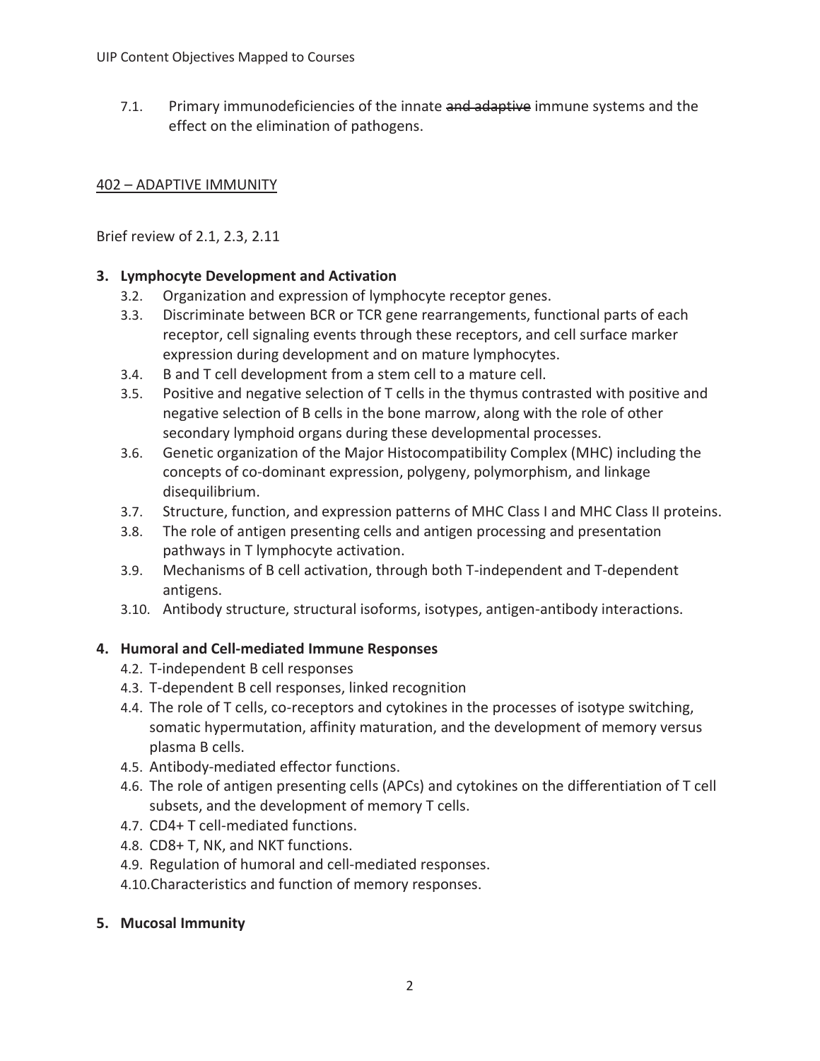7.1. Primary immunodeficiencies of the innate ~~and adaptive~~ immune systems and the effect on the elimination of pathogens.

<u>402 – ADAPTIVE IMMUNITY</u>

Brief review of 2.1, 2.3, 2.11

**3. Lymphocyte Development and Activation**

- 3.2. Organization and expression of lymphocyte receptor genes.
- 3.3. Discriminate between BCR or TCR gene rearrangements, functional parts of each receptor, cell signaling events through these receptors, and cell surface marker expression during development and on mature lymphocytes.
- 3.4. B and T cell development from a stem cell to a mature cell.
- 3.5. Positive and negative selection of T cells in the thymus contrasted with positive and negative selection of B cells in the bone marrow, along with the role of other secondary lymphoid organs during these developmental processes.
- 3.6. Genetic organization of the Major Histocompatibility Complex (MHC) including the concepts of co-dominant expression, polygeny, polymorphism, and linkage disequilibrium.
- 3.7. Structure, function, and expression patterns of MHC Class I and MHC Class II proteins.
- 3.8. The role of antigen presenting cells and antigen processing and presentation pathways in T lymphocyte activation.
- 3.9. Mechanisms of B cell activation, through both T-independent and T-dependent antigens.
- 3.10. Antibody structure, structural isoforms, isotypes, antigen-antibody interactions.

**4. Humoral and Cell-mediated Immune Responses**

- 4.2. T-independent B cell responses
- 4.3. T-dependent B cell responses, linked recognition
- 4.4. The role of T cells, co-receptors and cytokines in the processes of isotype switching, somatic hypermutation, affinity maturation, and the development of memory versus plasma B cells.
- 4.5. Antibody-mediated effector functions.
- 4.6. The role of antigen presenting cells (APCs) and cytokines on the differentiation of T cell subsets, and the development of memory T cells.
- 4.7. CD4+ T cell-mediated functions.
- 4.8. CD8+ T, NK, and NKT functions.
- 4.9. Regulation of humoral and cell-mediated responses.
- 4.10. Characteristics and function of memory responses.

**5. Mucosal Immunity**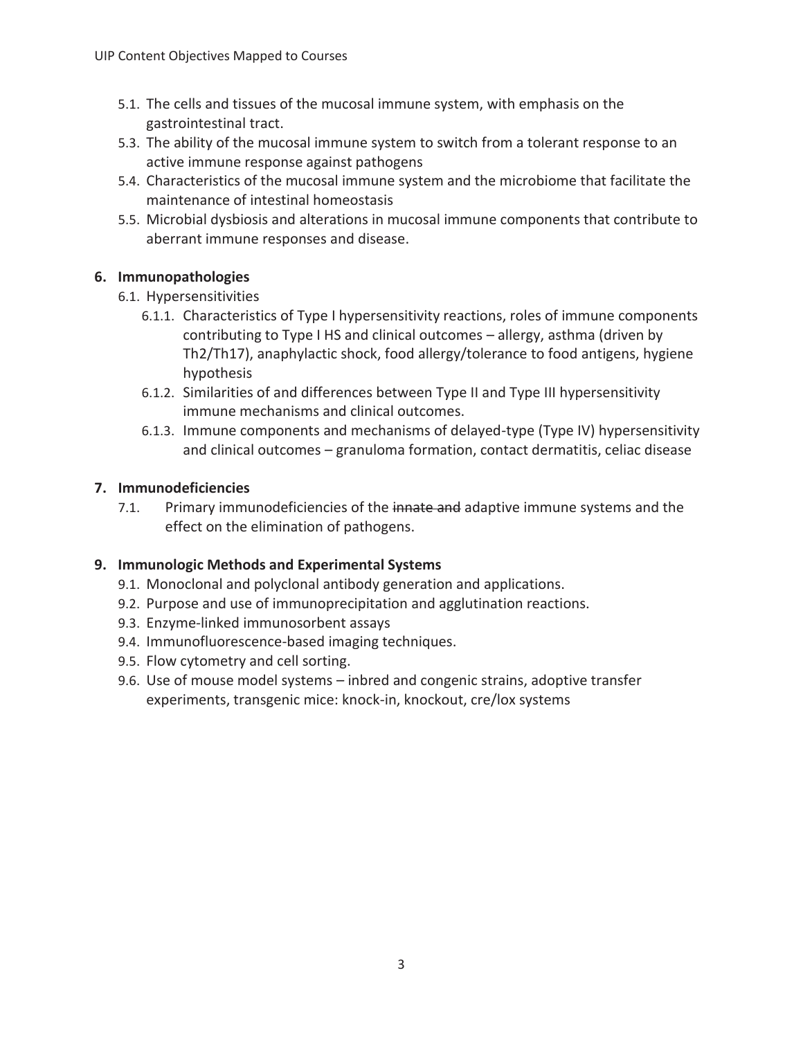- 5.1. The cells and tissues of the mucosal immune system, with emphasis on the gastrointestinal tract.
- 5.3. The ability of the mucosal immune system to switch from a tolerant response to an active immune response against pathogens
- 5.4. Characteristics of the mucosal immune system and the microbiome that facilitate the maintenance of intestinal homeostasis
- 5.5. Microbial dysbiosis and alterations in mucosal immune components that contribute to aberrant immune responses and disease.

**6. Immunopathologies**

- 6.1. Hypersensitivities
  - 6.1.1. Characteristics of Type I hypersensitivity reactions, roles of immune components contributing to Type I HS and clinical outcomes – allergy, asthma (driven by Th2/Th17), anaphylactic shock, food allergy/tolerance to food antigens, hygiene hypothesis
  - 6.1.2. Similarities of and differences between Type II and Type III hypersensitivity immune mechanisms and clinical outcomes.
  - 6.1.3. Immune components and mechanisms of delayed-type (Type IV) hypersensitivity and clinical outcomes – granuloma formation, contact dermatitis, celiac disease

**7. Immunodeficiencies**

- 7.1. Primary immunodeficiencies of the ~~innate and~~ adaptive immune systems and the effect on the elimination of pathogens.

**9. Immunologic Methods and Experimental Systems**

- 9.1. Monoclonal and polyclonal antibody generation and applications.
- 9.2. Purpose and use of immunoprecipitation and agglutination reactions.
- 9.3. Enzyme-linked immunosorbent assays
- 9.4. Immunofluorescence-based imaging techniques.
- 9.5. Flow cytometry and cell sorting.
- 9.6. Use of mouse model systems – inbred and congenic strains, adoptive transfer experiments, transgenic mice: knock-in, knockout, cre/lox systems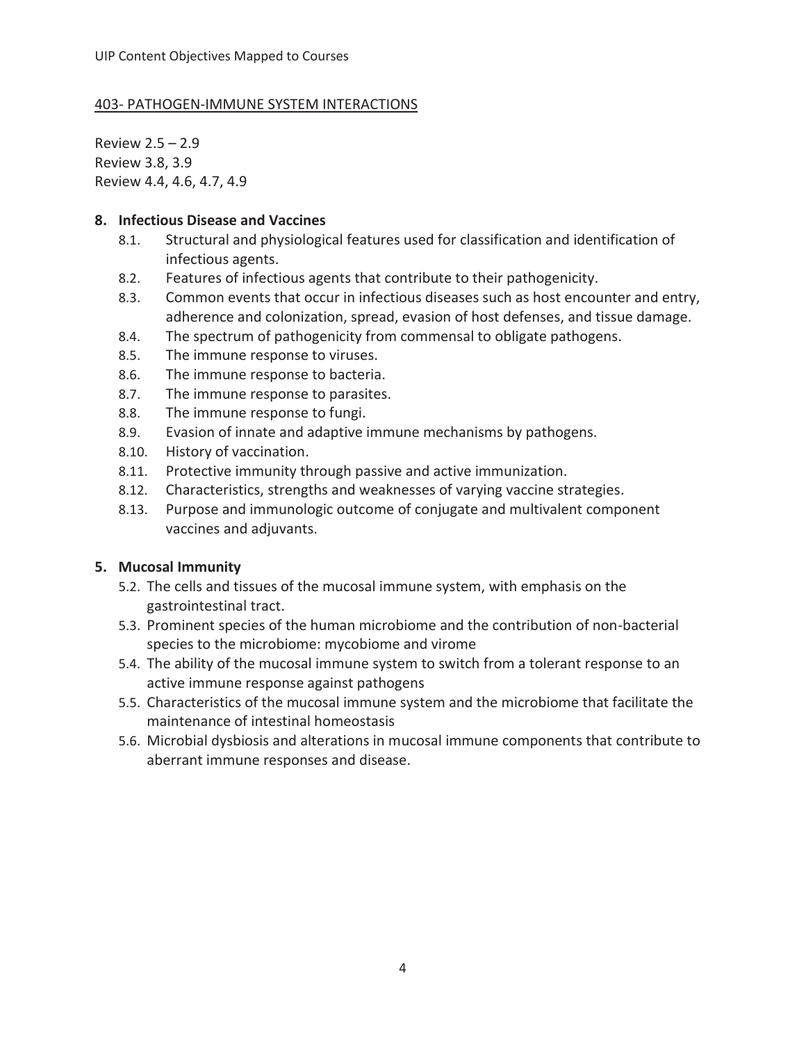## 403- PATHOGEN-IMMUNE SYSTEM INTERACTIONS

Review 2.5 – 2.9
Review 3.8, 3.9
Review 4.4, 4.6, 4.7, 4.9

**8. Infectious Disease and Vaccines**

- 8.1. Structural and physiological features used for classification and identification of infectious agents.
- 8.2. Features of infectious agents that contribute to their pathogenicity.
- 8.3. Common events that occur in infectious diseases such as host encounter and entry, adherence and colonization, spread, evasion of host defenses, and tissue damage.
- 8.4. The spectrum of pathogenicity from commensal to obligate pathogens.
- 8.5. The immune response to viruses.
- 8.6. The immune response to bacteria.
- 8.7. The immune response to parasites.
- 8.8. The immune response to fungi.
- 8.9. Evasion of innate and adaptive immune mechanisms by pathogens.
- 8.10. History of vaccination.
- 8.11. Protective immunity through passive and active immunization.
- 8.12. Characteristics, strengths and weaknesses of varying vaccine strategies.
- 8.13. Purpose and immunologic outcome of conjugate and multivalent component vaccines and adjuvants.

**5. Mucosal Immunity**

- 5.2. The cells and tissues of the mucosal immune system, with emphasis on the gastrointestinal tract.
- 5.3. Prominent species of the human microbiome and the contribution of non-bacterial species to the microbiome: mycobiome and virome
- 5.4. The ability of the mucosal immune system to switch from a tolerant response to an active immune response against pathogens
- 5.5. Characteristics of the mucosal immune system and the microbiome that facilitate the maintenance of intestinal homeostasis
- 5.6. Microbial dysbiosis and alterations in mucosal immune components that contribute to aberrant immune responses and disease.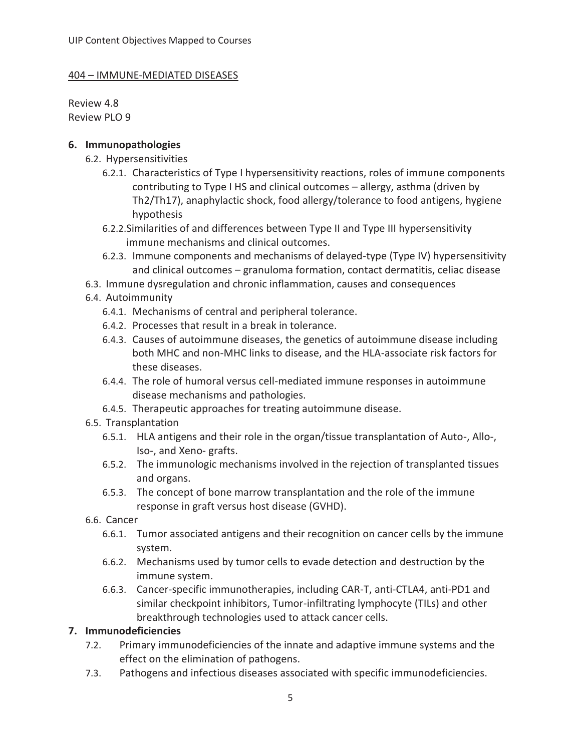404 – IMMUNE-MEDIATED DISEASES

Review 4.8
Review PLO 9

**6. Immunopathologies**

6.2. Hypersensitivities

6.2.1. Characteristics of Type I hypersensitivity reactions, roles of immune components contributing to Type I HS and clinical outcomes – allergy, asthma (driven by Th2/Th17), anaphylactic shock, food allergy/tolerance to food antigens, hygiene hypothesis

6.2.2. Similarities of and differences between Type II and Type III hypersensitivity immune mechanisms and clinical outcomes.

6.2.3. Immune components and mechanisms of delayed-type (Type IV) hypersensitivity and clinical outcomes – granuloma formation, contact dermatitis, celiac disease

6.3. Immune dysregulation and chronic inflammation, causes and consequences

6.4. Autoimmunity

6.4.1. Mechanisms of central and peripheral tolerance.

6.4.2. Processes that result in a break in tolerance.

6.4.3. Causes of autoimmune diseases, the genetics of autoimmune disease including both MHC and non-MHC links to disease, and the HLA-associate risk factors for these diseases.

6.4.4. The role of humoral versus cell-mediated immune responses in autoimmune disease mechanisms and pathologies.

6.4.5. Therapeutic approaches for treating autoimmune disease.

6.5. Transplantation

6.5.1. HLA antigens and their role in the organ/tissue transplantation of Auto-, Allo-, Iso-, and Xeno- grafts.

6.5.2. The immunologic mechanisms involved in the rejection of transplanted tissues and organs.

6.5.3. The concept of bone marrow transplantation and the role of the immune response in graft versus host disease (GVHD).

6.6. Cancer

6.6.1. Tumor associated antigens and their recognition on cancer cells by the immune system.

6.6.2. Mechanisms used by tumor cells to evade detection and destruction by the immune system.

6.6.3. Cancer-specific immunotherapies, including CAR-T, anti-CTLA4, anti-PD1 and similar checkpoint inhibitors, Tumor-infiltrating lymphocyte (TILs) and other breakthrough technologies used to attack cancer cells.

**7. Immunodeficiencies**

7.2. Primary immunodeficiencies of the innate and adaptive immune systems and the effect on the elimination of pathogens.

7.3. Pathogens and infectious diseases associated with specific immunodeficiencies.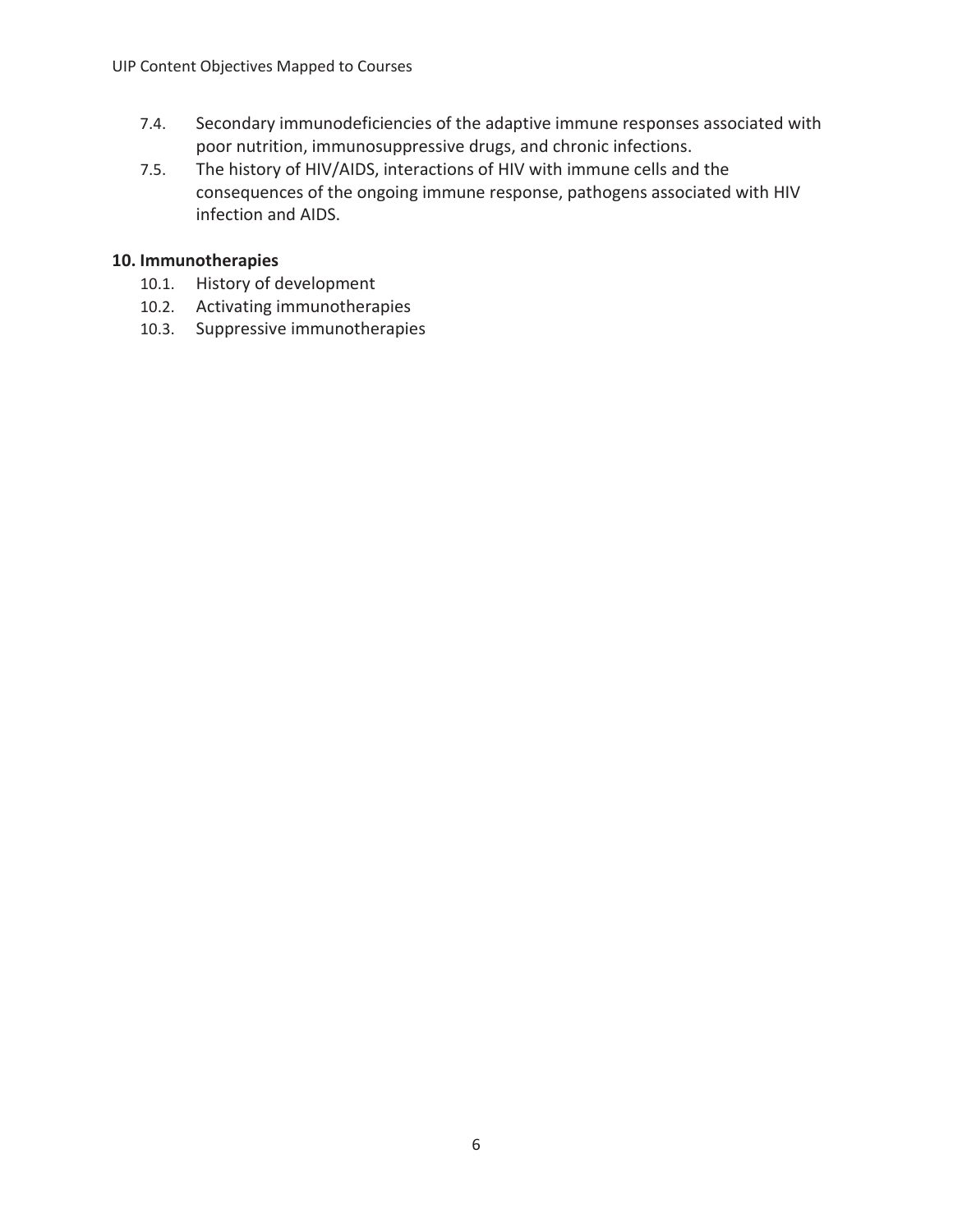7.4. Secondary immunodeficiencies of the adaptive immune responses associated with poor nutrition, immunosuppressive drugs, and chronic infections.

7.5. The history of HIV/AIDS, interactions of HIV with immune cells and the consequences of the ongoing immune response, pathogens associated with HIV infection and AIDS.

**10. Immunotherapies**

10.1. History of development

10.2. Activating immunotherapies

10.3. Suppressive immunotherapies